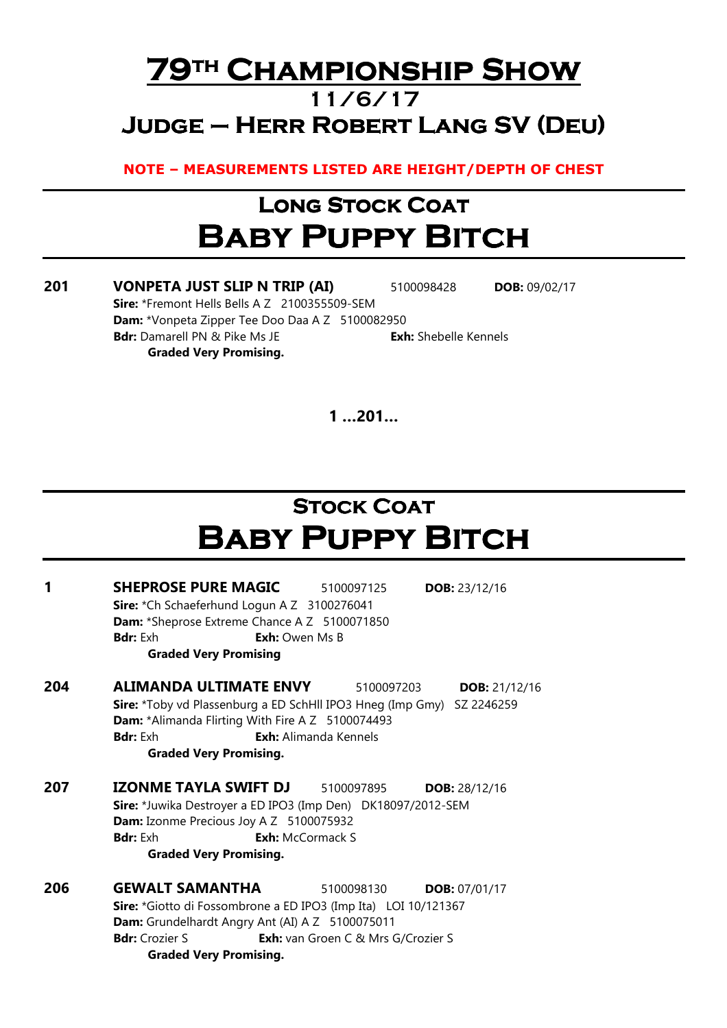# 79TH CHAMPIONSHIP SHOW

## 11/6/17

## JUDGE – HERR ROBERT LANG SV (DEU)

**NOTE – MEASUREMENTS LISTED ARE HEIGHT/DEPTH OF CHEST**

## LONG STOCK COAT

# BABY PUPPY BITCH

**201** **VONPETA JUST SLIP N TRIP (AI)** 5100098428 **DOB:** 09/02/17
**Sire:** *Fremont Hells Bells A Z 2100355509-SEM
**Dam:** *Vonpeta Zipper Tee Doo Daa A Z 5100082950
**Bdr:** Damarell PN & Pike Ms JE **Exh:** Shebelle Kennels
**Graded Very Promising.**

**1 ...201...**

## STOCK COAT

# BABY PUPPY BITCH

**1** **SHEPROSE PURE MAGIC** 5100097125 **DOB:** 23/12/16
**Sire:** *Ch Schaeferhund Logun A Z 3100276041
**Dam:** *Sheprose Extreme Chance A Z 5100071850
**Bdr:** Exh **Exh:** Owen Ms B
**Graded Very Promising**

**204** **ALIMANDA ULTIMATE ENVY** 5100097203 **DOB:** 21/12/16
**Sire:** *Toby vd Plassenburg a ED SchHII IPO3 Hneg (Imp Gmy) SZ 2246259
**Dam:** *Alimanda Flirting With Fire A Z 5100074493
**Bdr:** Exh **Exh:** Alimanda Kennels
**Graded Very Promising.**

**207** **IZONME TAYLA SWIFT DJ** 5100097895 **DOB:** 28/12/16
**Sire:** *Juwika Destroyer a ED IPO3 (Imp Den) DK18097/2012-SEM
**Dam:** Izonme Precious Joy A Z 5100075932
**Bdr:** Exh **Exh:** McCormack S
**Graded Very Promising.**

**206** **GEWALT SAMANTHA** 5100098130 **DOB:** 07/01/17
**Sire:** *Giotto di Fossombrone a ED IPO3 (Imp Ita) LOI 10/121367
**Dam:** Grundelhardt Angry Ant (AI) A Z 5100075011
**Bdr:** Crozier S **Exh:** van Groen C & Mrs G/Crozier S
**Graded Very Promising.**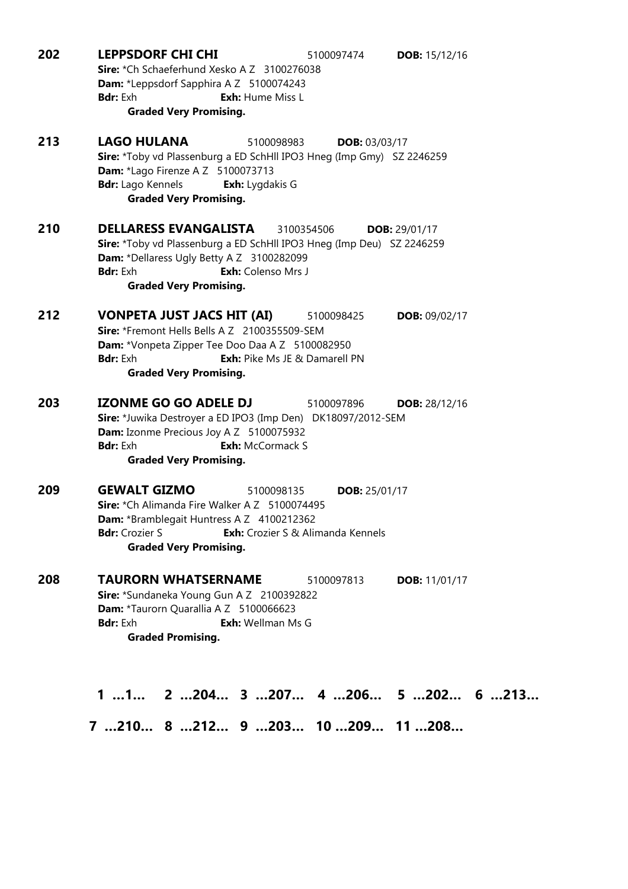**202** **LEPPSDORF CHI CHI** 5100097474 **DOB:** 15/12/16
**Sire:** *Ch Schaeferhund Xesko A Z 3100276038
**Dam:** *Leppsdorf Sapphira A Z 5100074243
**Bdr:** Exh **Exh:** Hume Miss L
**Graded Very Promising.**

**213** **LAGO HULANA** 5100098983 **DOB:** 03/03/17
**Sire:** *Toby vd Plassenburg a ED SchHll IPO3 Hneg (Imp Gmy) SZ 2246259
**Dam:** *Lago Firenze A Z 5100073713
**Bdr:** Lago Kennels **Exh:** Lygdakis G
**Graded Very Promising.**

**210** **DELLARESS EVANGALISTA** 3100354506 **DOB:** 29/01/17
**Sire:** *Toby vd Plassenburg a ED SchHll IPO3 Hneg (Imp Deu) SZ 2246259
**Dam:** *Dellaress Ugly Betty A Z 3100282099
**Bdr:** Exh **Exh:** Colenso Mrs J
**Graded Very Promising.**

**212** **VONPETA JUST JACS HIT (AI)** 5100098425 **DOB:** 09/02/17
**Sire:** *Fremont Hells Bells A Z 2100355509-SEM
**Dam:** *Vonpeta Zipper Tee Doo Daa A Z 5100082950
**Bdr:** Exh **Exh:** Pike Ms JE & Damarell PN
**Graded Very Promising.**

**203** **IZONME GO GO ADELE DJ** 5100097896 **DOB:** 28/12/16
**Sire:** *Juwika Destroyer a ED IPO3 (Imp Den) DK18097/2012-SEM
**Dam:** Izonme Precious Joy A Z 5100075932
**Bdr:** Exh **Exh:** McCormack S
**Graded Very Promising.**

**209** **GEWALT GIZMO** 5100098135 **DOB:** 25/01/17
**Sire:** *Ch Alimanda Fire Walker A Z 5100074495
**Dam:** *Bramblegait Huntress A Z 4100212362
**Bdr:** Crozier S **Exh:** Crozier S & Alimanda Kennels
**Graded Very Promising.**

**208** **TAURORN WHATSERNAME** 5100097813 **DOB:** 11/01/17
**Sire:** *Sundaneka Young Gun A Z 2100392822
**Dam:** *Taurorn Quarallia A Z 5100066623
**Bdr:** Exh **Exh:** Wellman Ms G
**Graded Promising.**

**1 …1… 2 …204… 3 …207… 4 …206… 5 …202… 6 …213…**

**7 …210… 8 …212… 9 …203… 10 …209… 11 …208…**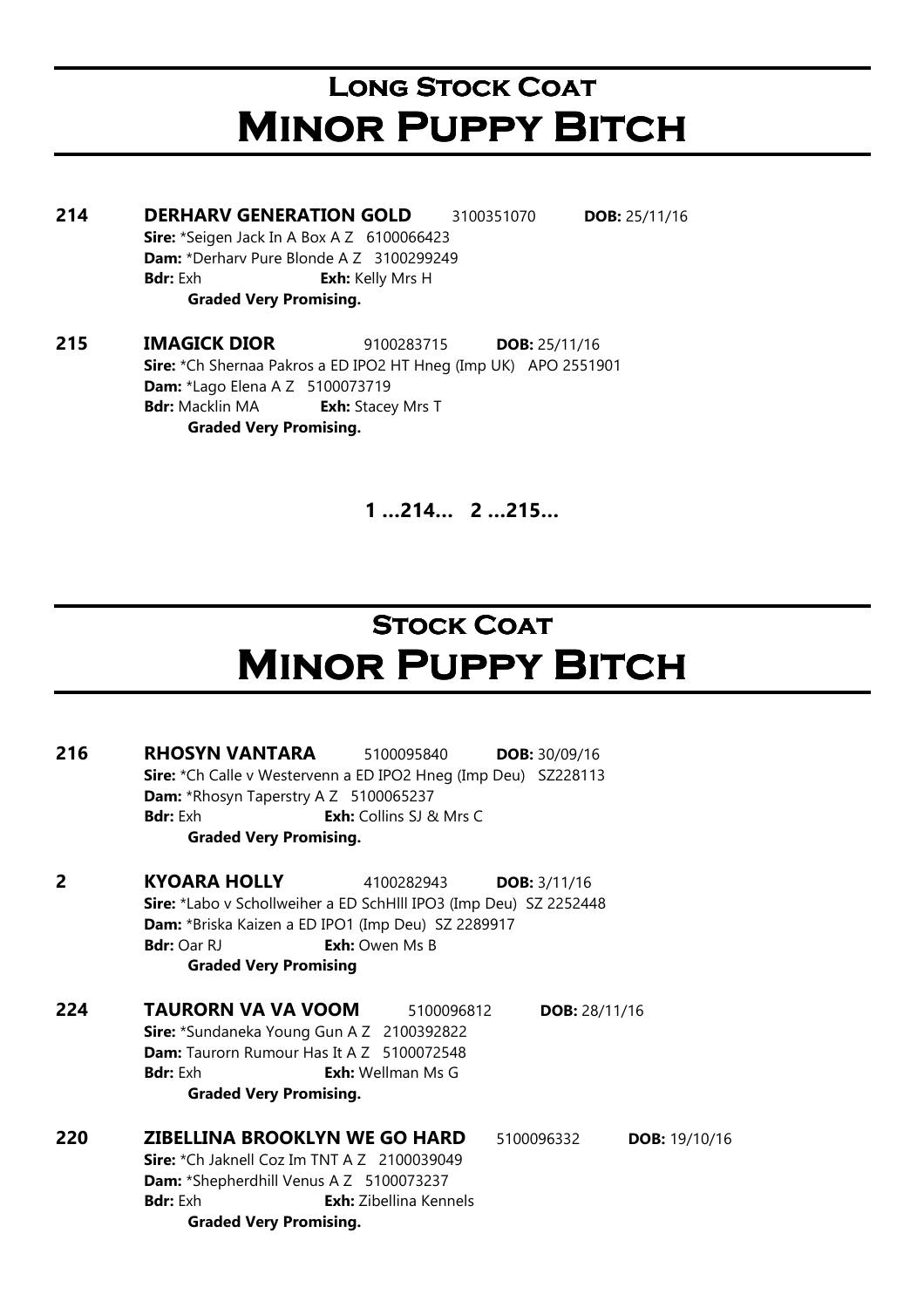# Long Stock Coat
# Minor Puppy Bitch

**214** **DERHARV GENERATION GOLD** 3100351070 **DOB:** 25/11/16
**Sire:** *Seigen Jack In A Box A Z 6100066423
**Dam:** *Derharv Pure Blonde A Z 3100299249
**Bdr:** Exh **Exh:** Kelly Mrs H
**Graded Very Promising.**

**215** **IMAGICK DIOR** 9100283715 **DOB:** 25/11/16
**Sire:** *Ch Shernaa Pakros a ED IPO2 HT Hneg (Imp UK) APO 2551901
**Dam:** *Lago Elena A Z 5100073719
**Bdr:** Macklin MA **Exh:** Stacey Mrs T
**Graded Very Promising.**

**1 ...214... 2 ...215...**

# Stock Coat
# Minor Puppy Bitch

**216** **RHOSYN VANTARA** 5100095840 **DOB:** 30/09/16
**Sire:** *Ch Calle v Westervenn a ED IPO2 Hneg (Imp Deu) SZ228113
**Dam:** *Rhosyn Taperstry A Z 5100065237
**Bdr:** Exh **Exh:** Collins SJ & Mrs C
**Graded Very Promising.**

**2** **KYOARA HOLLY** 4100282943 **DOB:** 3/11/16
**Sire:** *Labo v Schollweiher a ED SchHIll IPO3 (Imp Deu) SZ 2252448
**Dam:** *Briska Kaizen a ED IPO1 (Imp Deu) SZ 2289917
**Bdr:** Oar RJ **Exh:** Owen Ms B
**Graded Very Promising**

**224** **TAURORN VA VA VOOM** 5100096812 **DOB:** 28/11/16
**Sire:** *Sundaneka Young Gun A Z 2100392822
**Dam:** Taurorn Rumour Has It A Z 5100072548
**Bdr:** Exh **Exh:** Wellman Ms G
**Graded Very Promising.**

**220** **ZIBELLINA BROOKLYN WE GO HARD** 5100096332 **DOB:** 19/10/16
**Sire:** *Ch Jaknell Coz Im TNT A Z 2100039049
**Dam:** *Shepherdhill Venus A Z 5100073237
**Bdr:** Exh **Exh:** Zibellina Kennels
**Graded Very Promising.**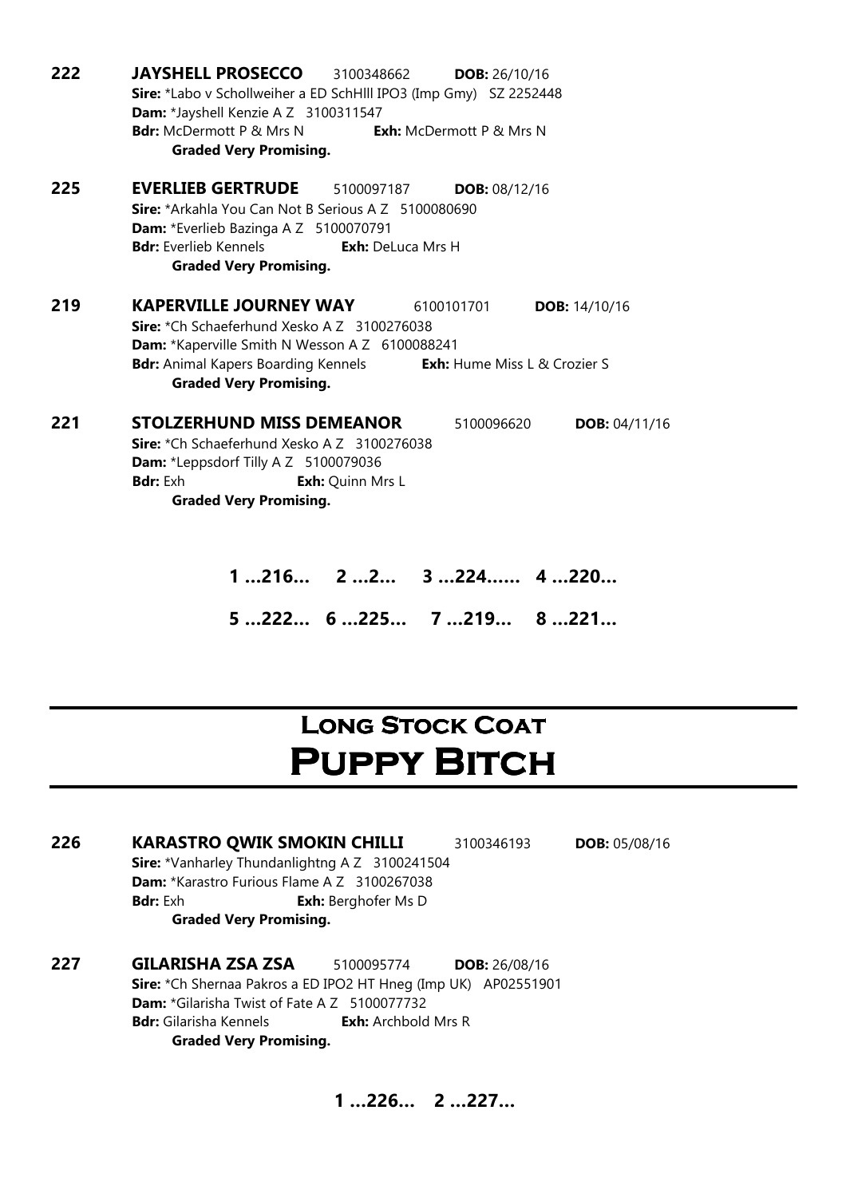**222** **JAYSHELL PROSECCO** 3100348662 **DOB:** 26/10/16
**Sire:** *Labo v Schollweiher a ED SchHIll IPO3 (Imp Gmy) SZ 2252448
**Dam:** *Jayshell Kenzie A Z 3100311547
**Bdr:** McDermott P & Mrs N **Exh:** McDermott P & Mrs N
**Graded Very Promising.**

**225** **EVERLIEB GERTRUDE** 5100097187 **DOB:** 08/12/16
**Sire:** *Arkahla You Can Not B Serious A Z 5100080690
**Dam:** *Everlieb Bazinga A Z 5100070791
**Bdr:** Everlieb Kennels **Exh:** DeLuca Mrs H
**Graded Very Promising.**

**219** **KAPERVILLE JOURNEY WAY** 6100101701 **DOB:** 14/10/16
**Sire:** *Ch Schaeferhund Xesko A Z 3100276038
**Dam:** *Kaperville Smith N Wesson A Z 6100088241
**Bdr:** Animal Kapers Boarding Kennels **Exh:** Hume Miss L & Crozier S
**Graded Very Promising.**

**221** **STOLZERHUND MISS DEMEANOR** 5100096620 **DOB:** 04/11/16
**Sire:** *Ch Schaeferhund Xesko A Z 3100276038
**Dam:** *Leppsdorf Tilly A Z 5100079036
**Bdr:** Exh **Exh:** Quinn Mrs L
**Graded Very Promising.**

**1 ...216... 2 ...2... 3 ...224...... 4 ...220...**

**5 ...222... 6 ...225... 7 ...219... 8 ...221...**

# Long Stock Coat
# Puppy Bitch

**226** **KARASTRO QWIK SMOKIN CHILLI** 3100346193 **DOB:** 05/08/16
**Sire:** *Vanharley Thundanlightng A Z 3100241504
**Dam:** *Karastro Furious Flame A Z 3100267038
**Bdr:** Exh **Exh:** Berghofer Ms D
**Graded Very Promising.**

**227** **GILARISHA ZSA ZSA** 5100095774 **DOB:** 26/08/16
**Sire:** *Ch Shernaa Pakros a ED IPO2 HT Hneg (Imp UK) AP02551901
**Dam:** *Gilarisha Twist of Fate A Z 5100077732
**Bdr:** Gilarisha Kennels **Exh:** Archbold Mrs R
**Graded Very Promising.**

**1 ...226... 2 ...227...**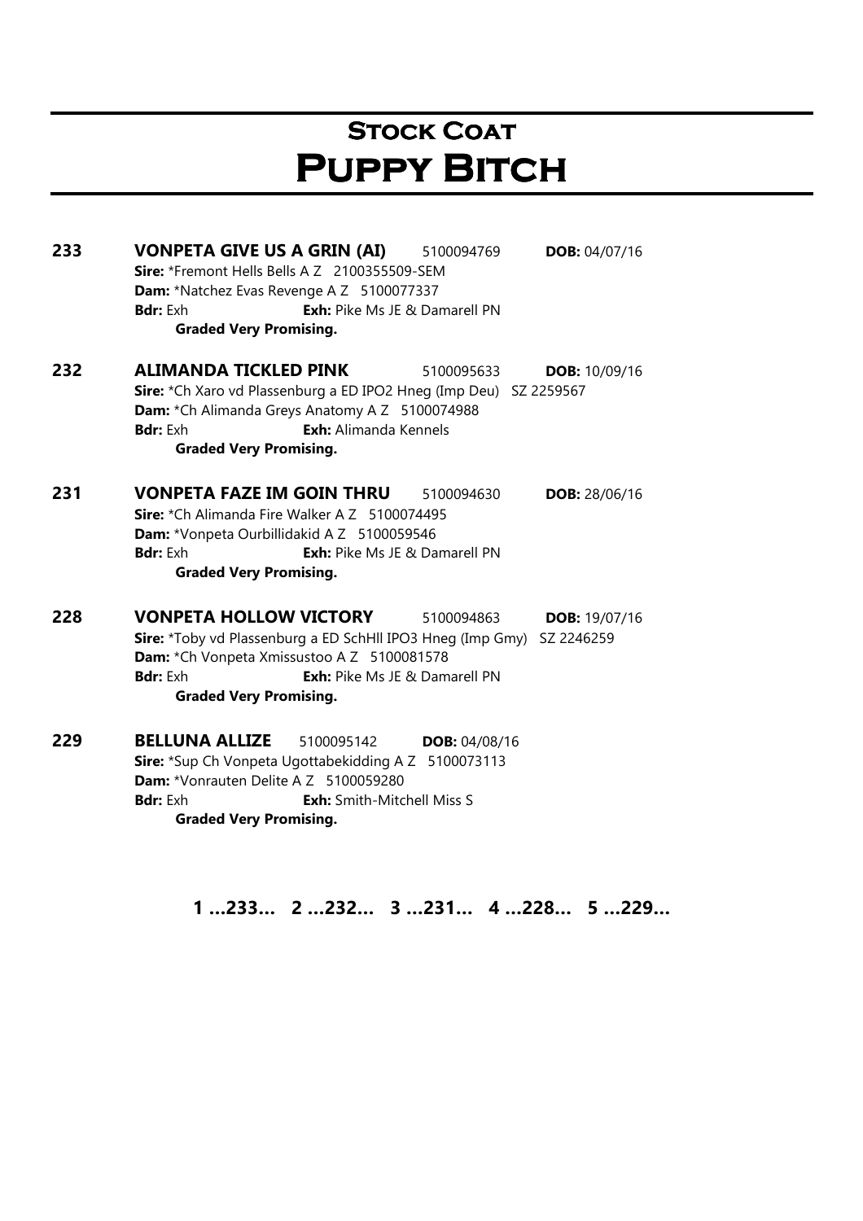# Stock Coat
# Puppy Bitch

**233** **VONPETA GIVE US A GRIN (AI)** 5100094769 **DOB:** 04/07/16
**Sire:** *Fremont Hells Bells A Z 2100355509-SEM
**Dam:** *Natchez Evas Revenge A Z 5100077337
**Bdr:** Exh **Exh:** Pike Ms JE & Damarell PN
**Graded Very Promising.**

**232** **ALIMANDA TICKLED PINK** 5100095633 **DOB:** 10/09/16
**Sire:** *Ch Xaro vd Plassenburg a ED IPO2 Hneg (Imp Deu) SZ 2259567
**Dam:** *Ch Alimanda Greys Anatomy A Z 5100074988
**Bdr:** Exh **Exh:** Alimanda Kennels
**Graded Very Promising.**

**231** **VONPETA FAZE IM GOIN THRU** 5100094630 **DOB:** 28/06/16
**Sire:** *Ch Alimanda Fire Walker A Z 5100074495
**Dam:** *Vonpeta Ourbillidakid A Z 5100059546
**Bdr:** Exh **Exh:** Pike Ms JE & Damarell PN
**Graded Very Promising.**

**228** **VONPETA HOLLOW VICTORY** 5100094863 **DOB:** 19/07/16
**Sire:** *Toby vd Plassenburg a ED SchHll IPO3 Hneg (Imp Gmy) SZ 2246259
**Dam:** *Ch Vonpeta Xmissustoo A Z 5100081578
**Bdr:** Exh **Exh:** Pike Ms JE & Damarell PN
**Graded Very Promising.**

**229** **BELLUNA ALLIZE** 5100095142 **DOB:** 04/08/16
**Sire:** *Sup Ch Vonpeta Ugottabekidding A Z 5100073113
**Dam:** *Vonrauten Delite A Z 5100059280
**Bdr:** Exh **Exh:** Smith-Mitchell Miss S
**Graded Very Promising.**

**1 ...233... 2 ...232... 3 ...231... 4 ...228... 5 ...229...**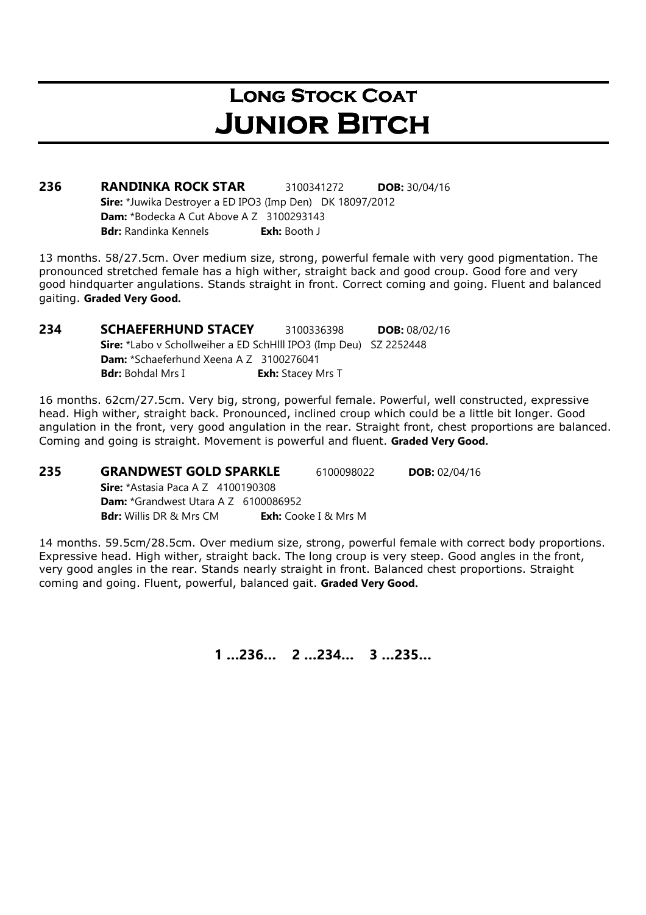# Long Stock Coat
# Junior Bitch

**236 RANDINKA ROCK STAR** 3100341272 **DOB:** 30/04/16
**Sire:** *Juwika Destroyer a ED IPO3 (Imp Den) DK 18097/2012
**Dam:** *Bodecka A Cut Above A Z 3100293143
**Bdr:** Randinka Kennels **Exh:** Booth J

13 months. 58/27.5cm. Over medium size, strong, powerful female with very good pigmentation. The pronounced stretched female has a high wither, straight back and good croup. Good fore and very good hindquarter angulations. Stands straight in front. Correct coming and going. Fluent and balanced gaiting. **Graded Very Good.**

**234 SCHAEFERHUND STACEY** 3100336398 **DOB:** 08/02/16
**Sire:** *Labo v Schollweiher a ED SchHlll IPO3 (Imp Deu) SZ 2252448
**Dam:** *Schaeferhund Xeena A Z 3100276041
**Bdr:** Bohdal Mrs I **Exh:** Stacey Mrs T

16 months. 62cm/27.5cm. Very big, strong, powerful female. Powerful, well constructed, expressive head. High wither, straight back. Pronounced, inclined croup which could be a little bit longer. Good angulation in the front, very good angulation in the rear. Straight front, chest proportions are balanced. Coming and going is straight. Movement is powerful and fluent. **Graded Very Good.**

**235 GRANDWEST GOLD SPARKLE** 6100098022 **DOB:** 02/04/16
**Sire:** *Astasia Paca A Z 4100190308
**Dam:** *Grandwest Utara A Z 6100086952
**Bdr:** Willis DR & Mrs CM **Exh:** Cooke I & Mrs M

14 months. 59.5cm/28.5cm. Over medium size, strong, powerful female with correct body proportions. Expressive head. High wither, straight back. The long croup is very steep. Good angles in the front, very good angles in the rear. Stands nearly straight in front. Balanced chest proportions. Straight coming and going. Fluent, powerful, balanced gait. **Graded Very Good.**

**1 ...236... 2 ...234... 3 ...235...**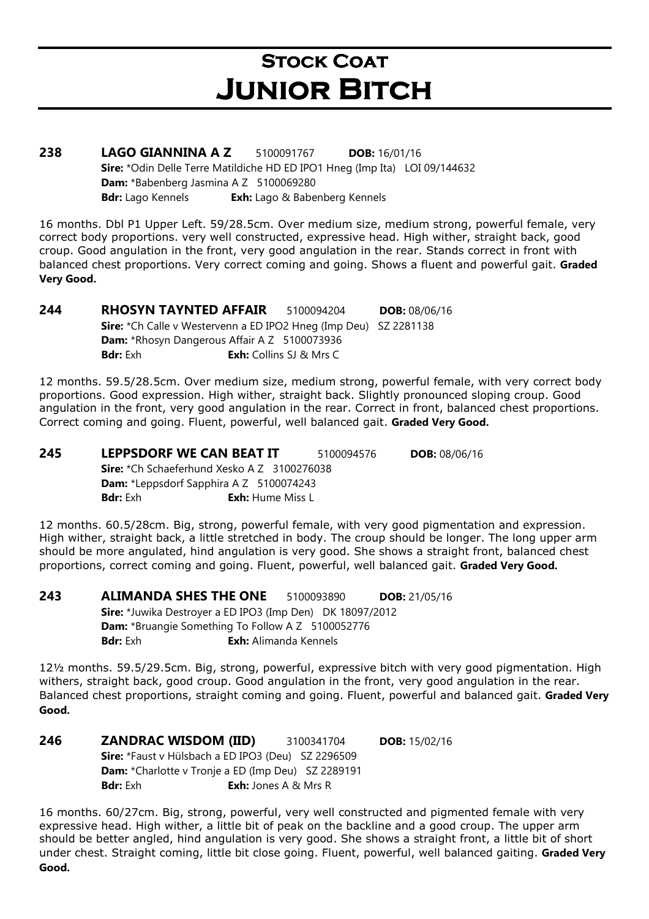# Stock Coat
# Junior Bitch

**238 LAGO GIANNINA A Z** 5100091767 **DOB:** 16/01/16
**Sire:** *Odin Delle Terre Matildiche HD ED IPO1 Hneg (Imp Ita) LOI 09/144632
**Dam:** *Babenberg Jasmina A Z 5100069280
**Bdr:** Lago Kennels **Exh:** Lago & Babenberg Kennels

16 months. Dbl P1 Upper Left. 59/28.5cm. Over medium size, medium strong, powerful female, very correct body proportions. very well constructed, expressive head. High wither, straight back, good croup. Good angulation in the front, very good angulation in the rear. Stands correct in front with balanced chest proportions. Very correct coming and going. Shows a fluent and powerful gait. **Graded Very Good.**

**244 RHOSYN TAYNTED AFFAIR** 5100094204 **DOB:** 08/06/16
**Sire:** *Ch Calle v Westervenn a ED IPO2 Hneg (Imp Deu) SZ 2281138
**Dam:** *Rhosyn Dangerous Affair A Z 5100073936
**Bdr:** Exh **Exh:** Collins SJ & Mrs C

12 months. 59.5/28.5cm. Over medium size, medium strong, powerful female, with very correct body proportions. Good expression. High wither, straight back. Slightly pronounced sloping croup. Good angulation in the front, very good angulation in the rear. Correct in front, balanced chest proportions. Correct coming and going. Fluent, powerful, well balanced gait. **Graded Very Good.**

**245 LEPPSDORF WE CAN BEAT IT** 5100094576 **DOB:** 08/06/16
**Sire:** *Ch Schaeferhund Xesko A Z 3100276038
**Dam:** *Leppsdorf Sapphira A Z 5100074243
**Bdr:** Exh **Exh:** Hume Miss L

12 months. 60.5/28cm. Big, strong, powerful female, with very good pigmentation and expression. High wither, straight back, a little stretched in body. The croup should be longer. The long upper arm should be more angulated, hind angulation is very good. She shows a straight front, balanced chest proportions, correct coming and going. Fluent, powerful, well balanced gait. **Graded Very Good.**

**243 ALIMANDA SHES THE ONE** 5100093890 **DOB:** 21/05/16
**Sire:** *Juwika Destroyer a ED IPO3 (Imp Den) DK 18097/2012
**Dam:** *Bruangie Something To Follow A Z 5100052776
**Bdr:** Exh **Exh:** Alimanda Kennels

12½ months. 59.5/29.5cm. Big, strong, powerful, expressive bitch with very good pigmentation. High withers, straight back, good croup. Good angulation in the front, very good angulation in the rear. Balanced chest proportions, straight coming and going. Fluent, powerful and balanced gait. **Graded Very Good.**

**246 ZANDRAC WISDOM (IID)** 3100341704 **DOB:** 15/02/16
**Sire:** *Faust v Hülsbach a ED IPO3 (Deu) SZ 2296509
**Dam:** *Charlotte v Tronje a ED (Imp Deu) SZ 2289191
**Bdr:** Exh **Exh:** Jones A & Mrs R

16 months. 60/27cm. Big, strong, powerful, very well constructed and pigmented female with very expressive head. High wither, a little bit of peak on the backline and a good croup. The upper arm should be better angled, hind angulation is very good. She shows a straight front, a little bit of short under chest. Straight coming, little bit close going. Fluent, powerful, well balanced gaiting. **Graded Very Good.**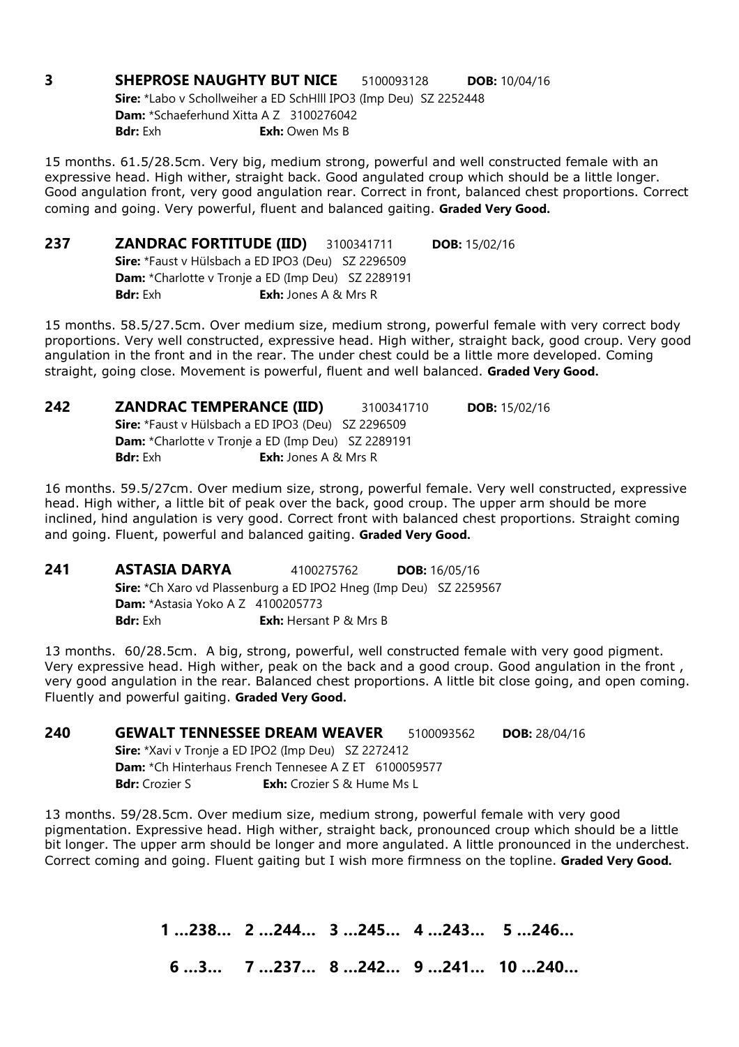**3 SHEPROSE NAUGHTY BUT NICE** 5100093128 **DOB:** 10/04/16
**Sire:** *Labo v Schollweiher a ED SchHlll IPO3 (Imp Deu) SZ 2252448
**Dam:** *Schaeferhund Xitta A Z 3100276042
**Bdr:** Exh **Exh:** Owen Ms B

15 months. 61.5/28.5cm. Very big, medium strong, powerful and well constructed female with an expressive head. High wither, straight back. Good angulated croup which should be a little longer. Good angulation front, very good angulation rear. Correct in front, balanced chest proportions. Correct coming and going. Very powerful, fluent and balanced gaiting. **Graded Very Good.**

**237 ZANDRAC FORTITUDE (IID)** 3100341711 **DOB:** 15/02/16
**Sire:** *Faust v Hülsbach a ED IPO3 (Deu) SZ 2296509
**Dam:** *Charlotte v Tronje a ED (Imp Deu) SZ 2289191
**Bdr:** Exh **Exh:** Jones A & Mrs R

15 months. 58.5/27.5cm. Over medium size, medium strong, powerful female with very correct body proportions. Very well constructed, expressive head. High wither, straight back, good croup. Very good angulation in the front and in the rear. The under chest could be a little more developed. Coming straight, going close. Movement is powerful, fluent and well balanced. **Graded Very Good.**

**242 ZANDRAC TEMPERANCE (IID)** 3100341710 **DOB:** 15/02/16
**Sire:** *Faust v Hülsbach a ED IPO3 (Deu) SZ 2296509
**Dam:** *Charlotte v Tronje a ED (Imp Deu) SZ 2289191
**Bdr:** Exh **Exh:** Jones A & Mrs R

16 months. 59.5/27cm. Over medium size, strong, powerful female. Very well constructed, expressive head. High wither, a little bit of peak over the back, good croup. The upper arm should be more inclined, hind angulation is very good. Correct front with balanced chest proportions. Straight coming and going. Fluent, powerful and balanced gaiting. **Graded Very Good.**

**241 ASTASIA DARYA** 4100275762 **DOB:** 16/05/16
**Sire:** *Ch Xaro vd Plassenburg a ED IPO2 Hneg (Imp Deu) SZ 2259567
**Dam:** *Astasia Yoko A Z 4100205773
**Bdr:** Exh **Exh:** Hersant P & Mrs B

13 months. 60/28.5cm. A big, strong, powerful, well constructed female with very good pigment. Very expressive head. High wither, peak on the back and a good croup. Good angulation in the front , very good angulation in the rear. Balanced chest proportions. A little bit close going, and open coming. Fluently and powerful gaiting. **Graded Very Good.**

**240 GEWALT TENNESSEE DREAM WEAVER** 5100093562 **DOB:** 28/04/16
**Sire:** *Xavi v Tronje a ED IPO2 (Imp Deu) SZ 2272412
**Dam:** *Ch Hinterhaus French Tennesee A Z ET 6100059577
**Bdr:** Crozier S **Exh:** Crozier S & Hume Ms L

13 months. 59/28.5cm. Over medium size, medium strong, powerful female with very good pigmentation. Expressive head. High wither, straight back, pronounced croup which should be a little bit longer. The upper arm should be longer and more angulated. A little pronounced in the underchest. Correct coming and going. Fluent gaiting but I wish more firmness on the topline. **Graded Very Good.**

**1 ...238... 2 ...244... 3 ...245... 4 ...243... 5 ...246...**

**6 ...3... 7 ...237... 8 ...242... 9 ...241... 10 ...240...**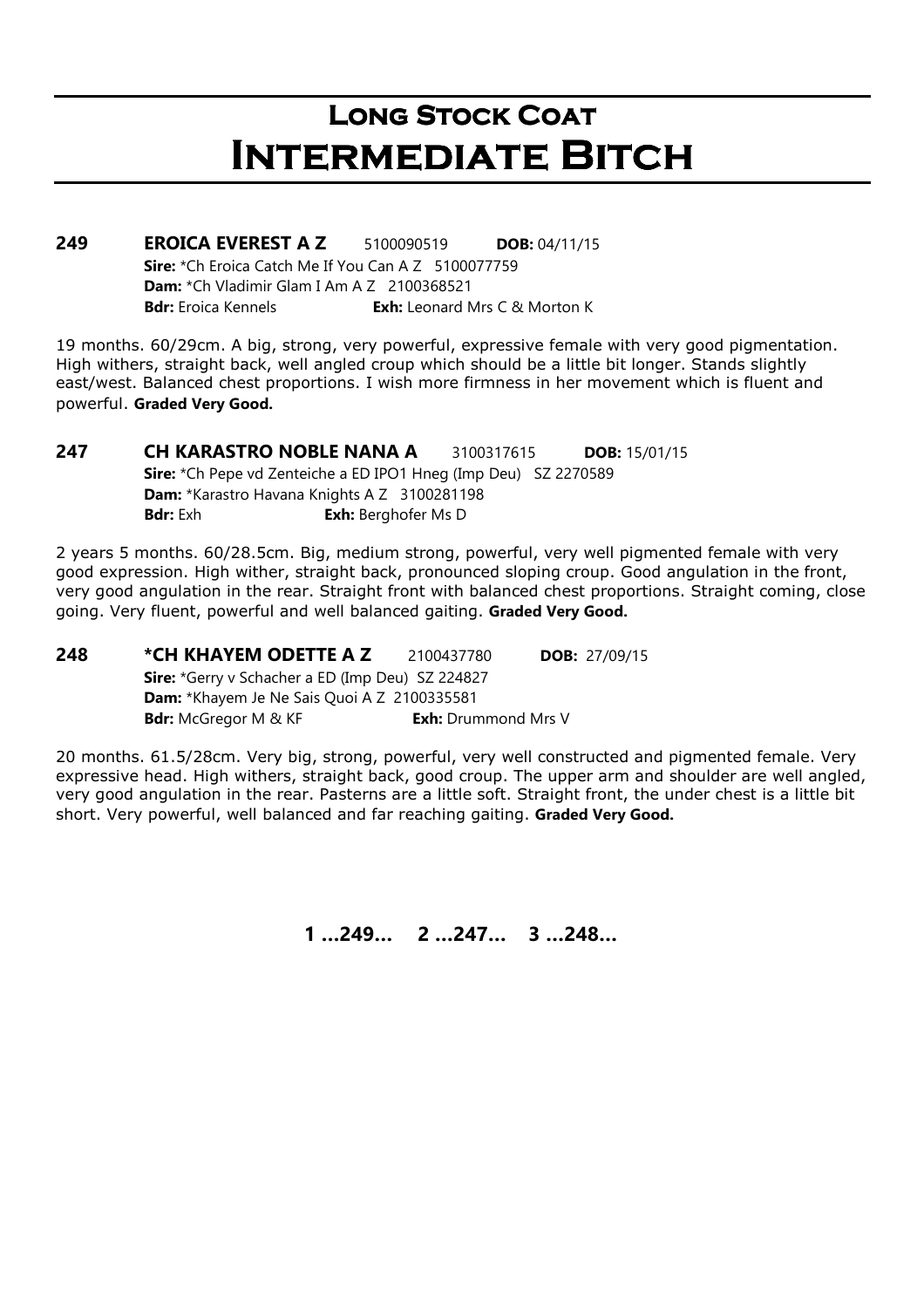# Long Stock Coat
# Intermediate Bitch

**249 EROICA EVEREST A Z** 5100090519 **DOB:** 04/11/15
**Sire:** *Ch Eroica Catch Me If You Can A Z 5100077759
**Dam:** *Ch Vladimir Glam I Am A Z 2100368521
**Bdr:** Eroica Kennels **Exh:** Leonard Mrs C & Morton K

19 months. 60/29cm. A big, strong, very powerful, expressive female with very good pigmentation. High withers, straight back, well angled croup which should be a little bit longer. Stands slightly east/west. Balanced chest proportions. I wish more firmness in her movement which is fluent and powerful. **Graded Very Good.**

**247 CH KARASTRO NOBLE NANA A** 3100317615 **DOB:** 15/01/15
**Sire:** *Ch Pepe vd Zenteiche a ED IPO1 Hneg (Imp Deu) SZ 2270589
**Dam:** *Karastro Havana Knights A Z 3100281198
**Bdr:** Exh **Exh:** Berghofer Ms D

2 years 5 months. 60/28.5cm. Big, medium strong, powerful, very well pigmented female with very good expression. High wither, straight back, pronounced sloping croup. Good angulation in the front, very good angulation in the rear. Straight front with balanced chest proportions. Straight coming, close going. Very fluent, powerful and well balanced gaiting. **Graded Very Good.**

**248 *CH KHAYEM ODETTE A Z** 2100437780 **DOB:** 27/09/15
**Sire:** *Gerry v Schacher a ED (Imp Deu) SZ 224827
**Dam:** *Khayem Je Ne Sais Quoi A Z 2100335581
**Bdr:** McGregor M & KF **Exh:** Drummond Mrs V

20 months. 61.5/28cm. Very big, strong, powerful, very well constructed and pigmented female. Very expressive head. High withers, straight back, good croup. The upper arm and shoulder are well angled, very good angulation in the rear. Pasterns are a little soft. Straight front, the under chest is a little bit short. Very powerful, well balanced and far reaching gaiting. **Graded Very Good.**

**1 ...249... 2 ...247... 3 ...248...**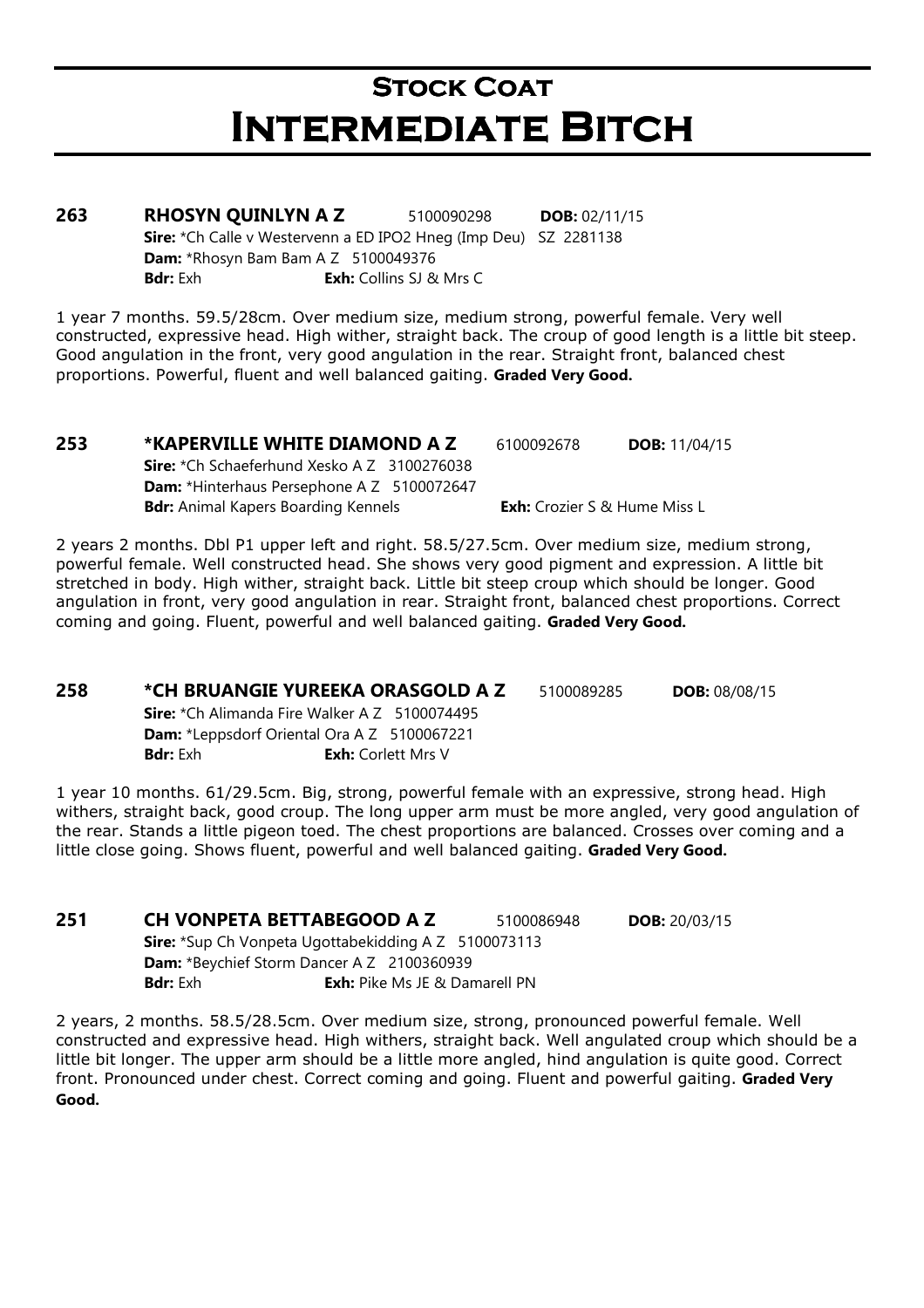# Stock Coat
# Intermediate Bitch

**263** **RHOSYN QUINLYN A Z** 5100090298 **DOB:** 02/11/15
**Sire:** *Ch Calle v Westervenn a ED IPO2 Hneg (Imp Deu) SZ 2281138
**Dam:** *Rhosyn Bam Bam A Z 5100049376
**Bdr:** Exh **Exh:** Collins SJ & Mrs C

1 year 7 months. 59.5/28cm. Over medium size, medium strong, powerful female. Very well constructed, expressive head. High wither, straight back. The croup of good length is a little bit steep. Good angulation in the front, very good angulation in the rear. Straight front, balanced chest proportions. Powerful, fluent and well balanced gaiting. **Graded Very Good.**

**253** ***KAPERVILLE WHITE DIAMOND A Z** 6100092678 **DOB:** 11/04/15
**Sire:** *Ch Schaeferhund Xesko A Z 3100276038
**Dam:** *Hinterhaus Persephone A Z 5100072647
**Bdr:** Animal Kapers Boarding Kennels **Exh:** Crozier S & Hume Miss L

2 years 2 months. Dbl P1 upper left and right. 58.5/27.5cm. Over medium size, medium strong, powerful female. Well constructed head. She shows very good pigment and expression. A little bit stretched in body. High wither, straight back. Little bit steep croup which should be longer. Good angulation in front, very good angulation in rear. Straight front, balanced chest proportions. Correct coming and going. Fluent, powerful and well balanced gaiting. **Graded Very Good.**

**258** ***CH BRUANGIE YUREEKA ORASGOLD A Z** 5100089285 **DOB:** 08/08/15
**Sire:** *Ch Alimanda Fire Walker A Z 5100074495
**Dam:** *Leppsdorf Oriental Ora A Z 5100067221
**Bdr:** Exh **Exh:** Corlett Mrs V

1 year 10 months. 61/29.5cm. Big, strong, powerful female with an expressive, strong head. High withers, straight back, good croup. The long upper arm must be more angled, very good angulation of the rear. Stands a little pigeon toed. The chest proportions are balanced. Crosses over coming and a little close going. Shows fluent, powerful and well balanced gaiting. **Graded Very Good.**

**251** **CH VONPETA BETTABEGOOD A Z** 5100086948 **DOB:** 20/03/15
**Sire:** *Sup Ch Vonpeta Ugottabekidding A Z 5100073113
**Dam:** *Beychief Storm Dancer A Z 2100360939
**Bdr:** Exh **Exh:** Pike Ms JE & Damarell PN

2 years, 2 months. 58.5/28.5cm. Over medium size, strong, pronounced powerful female. Well constructed and expressive head. High withers, straight back. Well angulated croup which should be a little bit longer. The upper arm should be a little more angled, hind angulation is quite good. Correct front. Pronounced under chest. Correct coming and going. Fluent and powerful gaiting. **Graded Very Good.**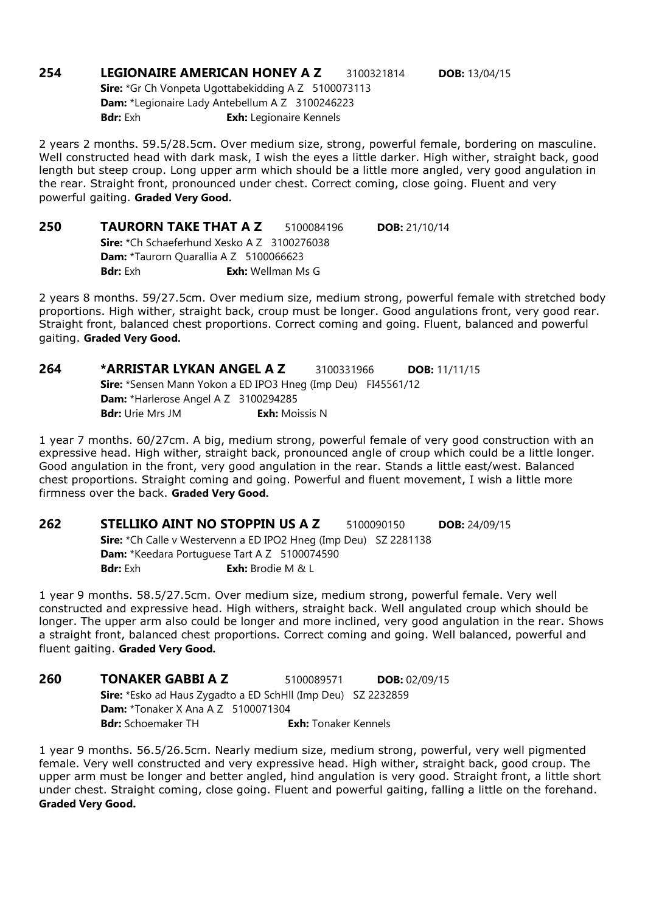**254 LEGIONAIRE AMERICAN HONEY A Z** 3100321814 **DOB:** 13/04/15
**Sire:** *Gr Ch Vonpeta Ugottabekidding A Z 5100073113
**Dam:** *Legionaire Lady Antebellum A Z 3100246223
**Bdr:** Exh **Exh:** Legionaire Kennels

2 years 2 months. 59.5/28.5cm. Over medium size, strong, powerful female, bordering on masculine. Well constructed head with dark mask, I wish the eyes a little darker. High wither, straight back, good length but steep croup. Long upper arm which should be a little more angled, very good angulation in the rear. Straight front, pronounced under chest. Correct coming, close going. Fluent and very powerful gaiting. **Graded Very Good.**

**250 TAURORN TAKE THAT A Z** 5100084196 **DOB:** 21/10/14
**Sire:** *Ch Schaeferhund Xesko A Z 3100276038
**Dam:** *Taurorn Quarallia A Z 5100066623
**Bdr:** Exh **Exh:** Wellman Ms G

2 years 8 months. 59/27.5cm. Over medium size, medium strong, powerful female with stretched body proportions. High wither, straight back, croup must be longer. Good angulations front, very good rear. Straight front, balanced chest proportions. Correct coming and going. Fluent, balanced and powerful gaiting. **Graded Very Good.**

**264 *ARRISTAR LYKAN ANGEL A Z** 3100331966 **DOB:** 11/11/15
**Sire:** *Sensen Mann Yokon a ED IPO3 Hneg (Imp Deu) FI45561/12
**Dam:** *Harlerose Angel A Z 3100294285
**Bdr:** Urie Mrs JM **Exh:** Moissis N

1 year 7 months. 60/27cm. A big, medium strong, powerful female of very good construction with an expressive head. High wither, straight back, pronounced angle of croup which could be a little longer. Good angulation in the front, very good angulation in the rear. Stands a little east/west. Balanced chest proportions. Straight coming and going. Powerful and fluent movement, I wish a little more firmness over the back. **Graded Very Good.**

**262 STELLIKO AINT NO STOPPIN US A Z** 5100090150 **DOB:** 24/09/15
**Sire:** *Ch Calle v Westervenn a ED IPO2 Hneg (Imp Deu) SZ 2281138
**Dam:** *Keedara Portuguese Tart A Z 5100074590
**Bdr:** Exh **Exh:** Brodie M & L

1 year 9 months. 58.5/27.5cm. Over medium size, medium strong, powerful female. Very well constructed and expressive head. High withers, straight back. Well angulated croup which should be longer. The upper arm also could be longer and more inclined, very good angulation in the rear. Shows a straight front, balanced chest proportions. Correct coming and going. Well balanced, powerful and fluent gaiting. **Graded Very Good.**

**260 TONAKER GABBI A Z** 5100089571 **DOB:** 02/09/15
**Sire:** *Esko ad Haus Zygadto a ED SchHll (Imp Deu) SZ 2232859
**Dam:** *Tonaker X Ana A Z 5100071304
**Bdr:** Schoemaker TH **Exh:** Tonaker Kennels

1 year 9 months. 56.5/26.5cm. Nearly medium size, medium strong, powerful, very well pigmented female. Very well constructed and very expressive head. High wither, straight back, good croup. The upper arm must be longer and better angled, hind angulation is very good. Straight front, a little short under chest. Straight coming, close going. Fluent and powerful gaiting, falling a little on the forehand. **Graded Very Good.**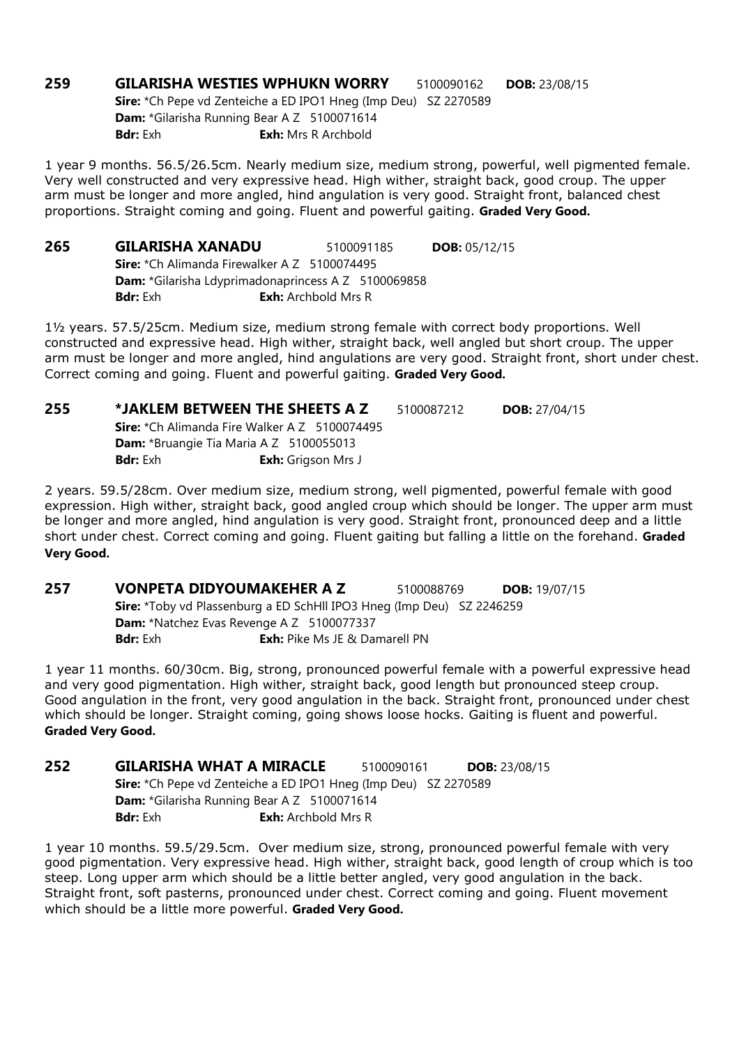**259 GILARISHA WESTIES WPHUKN WORRY** 5100090162 **DOB:** 23/08/15
**Sire:** *Ch Pepe vd Zenteiche a ED IPO1 Hneg (Imp Deu) SZ 2270589
**Dam:** *Gilarisha Running Bear A Z 5100071614
**Bdr:** Exh **Exh:** Mrs R Archbold

1 year 9 months. 56.5/26.5cm. Nearly medium size, medium strong, powerful, well pigmented female. Very well constructed and very expressive head. High wither, straight back, good croup. The upper arm must be longer and more angled, hind angulation is very good. Straight front, balanced chest proportions. Straight coming and going. Fluent and powerful gaiting. **Graded Very Good.**

**265 GILARISHA XANADU** 5100091185 **DOB:** 05/12/15
**Sire:** *Ch Alimanda Firewalker A Z 5100074495
**Dam:** *Gilarisha Ldyprimadonaprincess A Z 5100069858
**Bdr:** Exh **Exh:** Archbold Mrs R

1½ years. 57.5/25cm. Medium size, medium strong female with correct body proportions. Well constructed and expressive head. High wither, straight back, well angled but short croup. The upper arm must be longer and more angled, hind angulations are very good. Straight front, short under chest. Correct coming and going. Fluent and powerful gaiting. **Graded Very Good.**

**255 *JAKLEM BETWEEN THE SHEETS A Z** 5100087212 **DOB:** 27/04/15
**Sire:** *Ch Alimanda Fire Walker A Z 5100074495
**Dam:** *Bruangie Tia Maria A Z 5100055013
**Bdr:** Exh **Exh:** Grigson Mrs J

2 years. 59.5/28cm. Over medium size, medium strong, well pigmented, powerful female with good expression. High wither, straight back, good angled croup which should be longer. The upper arm must be longer and more angled, hind angulation is very good. Straight front, pronounced deep and a little short under chest. Correct coming and going. Fluent gaiting but falling a little on the forehand. **Graded Very Good.**

**257 VONPETA DIDYOUMAKEHER A Z** 5100088769 **DOB:** 19/07/15
**Sire:** *Toby vd Plassenburg a ED SchHll IPO3 Hneg (Imp Deu) SZ 2246259
**Dam:** *Natchez Evas Revenge A Z 5100077337
**Bdr:** Exh **Exh:** Pike Ms JE & Damarell PN

1 year 11 months. 60/30cm. Big, strong, pronounced powerful female with a powerful expressive head and very good pigmentation. High wither, straight back, good length but pronounced steep croup. Good angulation in the front, very good angulation in the back. Straight front, pronounced under chest which should be longer. Straight coming, going shows loose hocks. Gaiting is fluent and powerful. **Graded Very Good.**

**252 GILARISHA WHAT A MIRACLE** 5100090161 **DOB:** 23/08/15
**Sire:** *Ch Pepe vd Zenteiche a ED IPO1 Hneg (Imp Deu) SZ 2270589
**Dam:** *Gilarisha Running Bear A Z 5100071614
**Bdr:** Exh **Exh:** Archbold Mrs R

1 year 10 months. 59.5/29.5cm. Over medium size, strong, pronounced powerful female with very good pigmentation. Very expressive head. High wither, straight back, good length of croup which is too steep. Long upper arm which should be a little better angled, very good angulation in the back. Straight front, soft pasterns, pronounced under chest. Correct coming and going. Fluent movement which should be a little more powerful. **Graded Very Good.**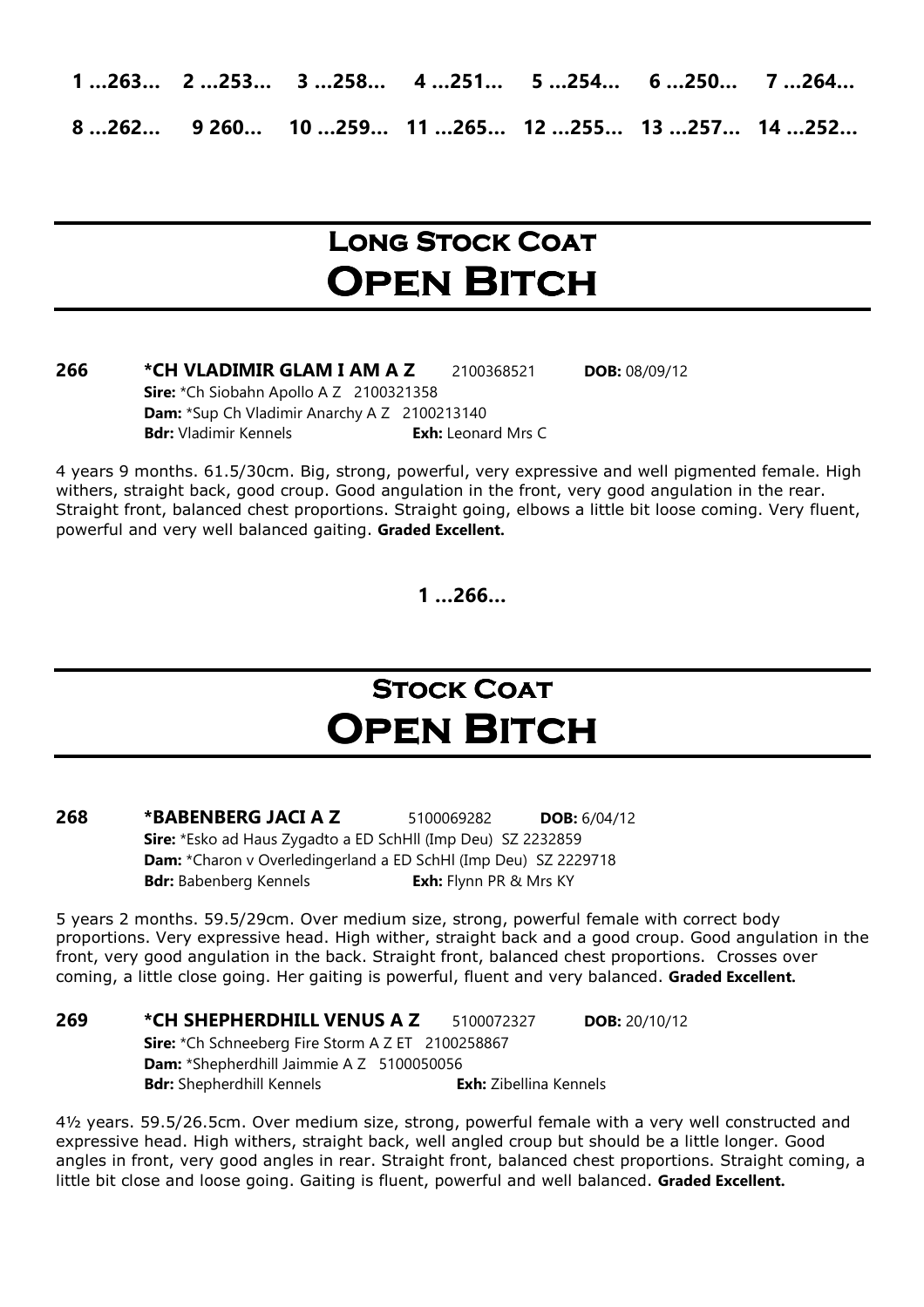**1 ...263... 2 ...253... 3 ...258... 4 ...251... 5 ...254... 6 ...250... 7 ...264...**

**8 ...262... 9 260... 10 ...259... 11 ...265... 12 ...255... 13 ...257... 14 ...252...**

## Long Stock Coat
# Open Bitch

**266** **\*CH VLADIMIR GLAM I AM A Z** 2100368521 **DOB:** 08/09/12
**Sire:** \*Ch Siobahn Apollo A Z 2100321358
**Dam:** \*Sup Ch Vladimir Anarchy A Z 2100213140
**Bdr:** Vladimir Kennels **Exh:** Leonard Mrs C

4 years 9 months. 61.5/30cm. Big, strong, powerful, very expressive and well pigmented female. High withers, straight back, good croup. Good angulation in the front, very good angulation in the rear. Straight front, balanced chest proportions. Straight going, elbows a little bit loose coming. Very fluent, powerful and very well balanced gaiting. **Graded Excellent.**

**1 ...266...**

## Stock Coat
# Open Bitch

**268** **\*BABENBERG JACI A Z** 5100069282 **DOB:** 6/04/12
**Sire:** \*Esko ad Haus Zygadto a ED SchHll (Imp Deu) SZ 2232859
**Dam:** \*Charon v Overledingerland a ED SchHl (Imp Deu) SZ 2229718
**Bdr:** Babenberg Kennels **Exh:** Flynn PR & Mrs KY

5 years 2 months. 59.5/29cm. Over medium size, strong, powerful female with correct body proportions. Very expressive head. High wither, straight back and a good croup. Good angulation in the front, very good angulation in the back. Straight front, balanced chest proportions. Crosses over coming, a little close going. Her gaiting is powerful, fluent and very balanced. **Graded Excellent.**

**269** **\*CH SHEPHERDHILL VENUS A Z** 5100072327 **DOB:** 20/10/12
**Sire:** \*Ch Schneeberg Fire Storm A Z ET 2100258867
**Dam:** \*Shepherdhill Jaimmie A Z 5100050056
**Bdr:** Shepherdhill Kennels **Exh:** Zibellina Kennels

4½ years. 59.5/26.5cm. Over medium size, strong, powerful female with a very well constructed and expressive head. High withers, straight back, well angled croup but should be a little longer. Good angles in front, very good angles in rear. Straight front, balanced chest proportions. Straight coming, a little bit close and loose going. Gaiting is fluent, powerful and well balanced. **Graded Excellent.**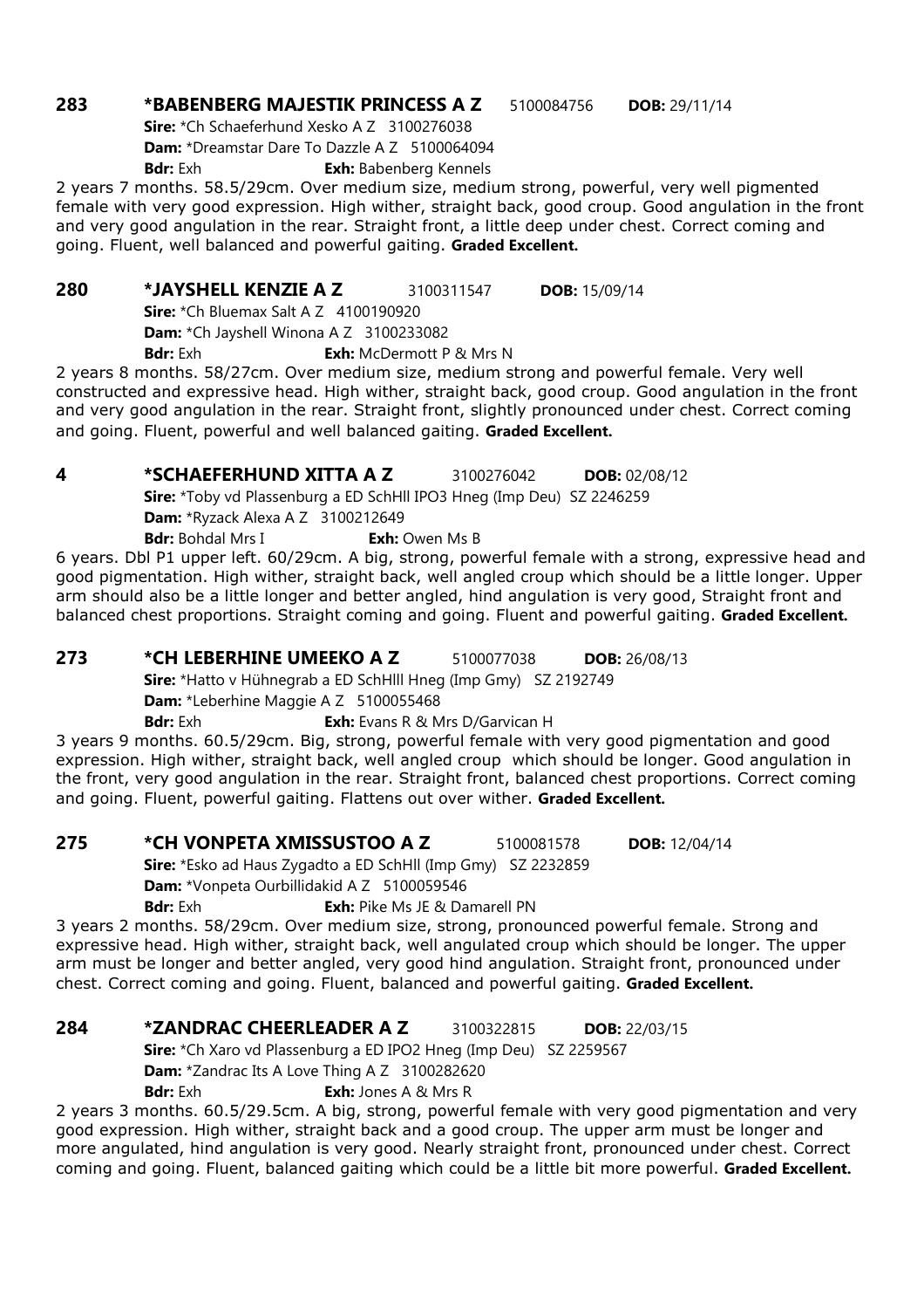**283 \*BABENBERG MAJESTIK PRINCESS A Z** 5100084756 **DOB:** 29/11/14

**Sire:** \*Ch Schaeferhund Xesko A Z 3100276038

**Dam:** \*Dreamstar Dare To Dazzle A Z 5100064094

**Bdr:** Exh **Exh:** Babenberg Kennels

2 years 7 months. 58.5/29cm. Over medium size, medium strong, powerful, very well pigmented female with very good expression. High wither, straight back, good croup. Good angulation in the front and very good angulation in the rear. Straight front, a little deep under chest. Correct coming and going. Fluent, well balanced and powerful gaiting. **Graded Excellent.**

**280 \*JAYSHELL KENZIE A Z** 3100311547 **DOB:** 15/09/14

**Sire:** \*Ch Bluemax Salt A Z 4100190920

**Dam:** \*Ch Jayshell Winona A Z 3100233082

**Bdr:** Exh **Exh:** McDermott P & Mrs N

2 years 8 months. 58/27cm. Over medium size, medium strong and powerful female. Very well constructed and expressive head. High wither, straight back, good croup. Good angulation in the front and very good angulation in the rear. Straight front, slightly pronounced under chest. Correct coming and going. Fluent, powerful and well balanced gaiting. **Graded Excellent.**

**4 \*SCHAEFERHUND XITTA A Z** 3100276042 **DOB:** 02/08/12

**Sire:** \*Toby vd Plassenburg a ED SchHll IPO3 Hneg (Imp Deu) SZ 2246259

**Dam:** \*Ryzack Alexa A Z 3100212649

**Bdr:** Bohdal Mrs I **Exh:** Owen Ms B

6 years. Dbl P1 upper left. 60/29cm. A big, strong, powerful female with a strong, expressive head and good pigmentation. High wither, straight back, well angled croup which should be a little longer. Upper arm should also be a little longer and better angled, hind angulation is very good, Straight front and balanced chest proportions. Straight coming and going. Fluent and powerful gaiting. **Graded Excellent.**

**273 \*CH LEBERHINE UMEEKO A Z** 5100077038 **DOB:** 26/08/13

**Sire:** \*Hatto v Hühnegrab a ED SchHlll Hneg (Imp Gmy) SZ 2192749

**Dam:** \*Leberhine Maggie A Z 5100055468

**Bdr:** Exh **Exh:** Evans R & Mrs D/Garvican H

3 years 9 months. 60.5/29cm. Big, strong, powerful female with very good pigmentation and good expression. High wither, straight back, well angled croup which should be longer. Good angulation in the front, very good angulation in the rear. Straight front, balanced chest proportions. Correct coming and going. Fluent, powerful gaiting. Flattens out over wither. **Graded Excellent.**

**275 \*CH VONPETA XMISSUSTOO A Z** 5100081578 **DOB:** 12/04/14

**Sire:** \*Esko ad Haus Zygadto a ED SchHll (Imp Gmy) SZ 2232859

**Dam:** \*Vonpeta Ourbillidakid A Z 5100059546

**Bdr:** Exh **Exh:** Pike Ms JE & Damarell PN

3 years 2 months. 58/29cm. Over medium size, strong, pronounced powerful female. Strong and expressive head. High wither, straight back, well angulated croup which should be longer. The upper arm must be longer and better angled, very good hind angulation. Straight front, pronounced under chest. Correct coming and going. Fluent, balanced and powerful gaiting. **Graded Excellent.**

**284 \*ZANDRAC CHEERLEADER A Z** 3100322815 **DOB:** 22/03/15

**Sire:** \*Ch Xaro vd Plassenburg a ED IPO2 Hneg (Imp Deu) SZ 2259567

**Dam:** \*Zandrac Its A Love Thing A Z 3100282620

**Bdr:** Exh **Exh:** Jones A & Mrs R

2 years 3 months. 60.5/29.5cm. A big, strong, powerful female with very good pigmentation and very good expression. High wither, straight back and a good croup. The upper arm must be longer and more angulated, hind angulation is very good. Nearly straight front, pronounced under chest. Correct coming and going. Fluent, balanced gaiting which could be a little bit more powerful. **Graded Excellent.**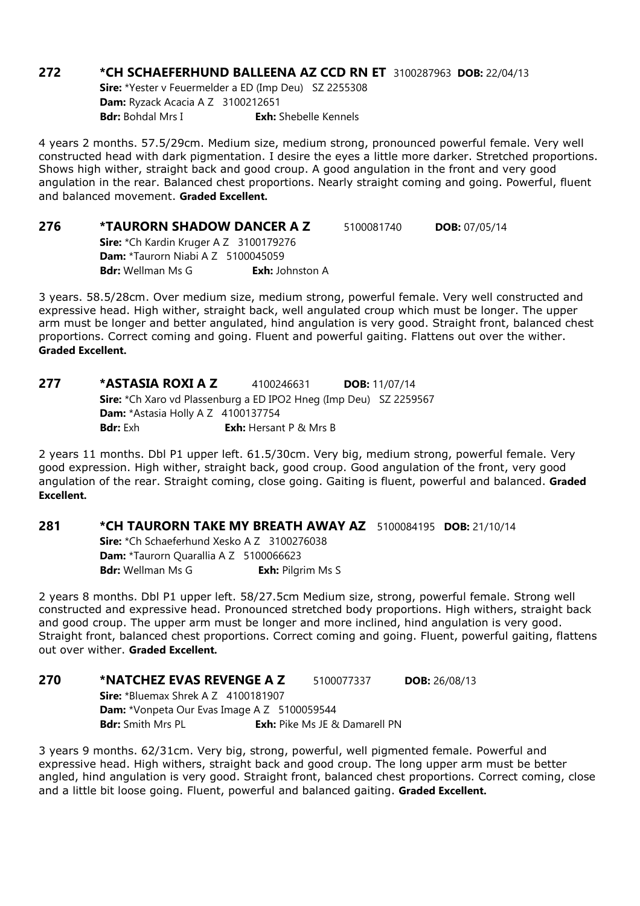**272 *CH SCHAEFERHUND BALLEENA AZ CCD RN ET** 3100287963 **DOB:** 22/04/13
**Sire:** *Yester v Feuermelder a ED (Imp Deu) SZ 2255308
**Dam:** Ryzack Acacia A Z 3100212651
**Bdr:** Bohdal Mrs I **Exh:** Shebelle Kennels

4 years 2 months. 57.5/29cm. Medium size, medium strong, pronounced powerful female. Very well constructed head with dark pigmentation. I desire the eyes a little more darker. Stretched proportions. Shows high wither, straight back and good croup. A good angulation in the front and very good angulation in the rear. Balanced chest proportions. Nearly straight coming and going. Powerful, fluent and balanced movement. **Graded Excellent.**

**276 *TAURORN SHADOW DANCER A Z** 5100081740 **DOB:** 07/05/14
**Sire:** *Ch Kardin Kruger A Z 3100179276
**Dam:** *Taurorn Niabi A Z 5100045059
**Bdr:** Wellman Ms G **Exh:** Johnston A

3 years. 58.5/28cm. Over medium size, medium strong, powerful female. Very well constructed and expressive head. High wither, straight back, well angulated croup which must be longer. The upper arm must be longer and better angulated, hind angulation is very good. Straight front, balanced chest proportions. Correct coming and going. Fluent and powerful gaiting. Flattens out over the wither. **Graded Excellent.**

**277 *ASTASIA ROXI A Z** 4100246631 **DOB:** 11/07/14
**Sire:** *Ch Xaro vd Plassenburg a ED IPO2 Hneg (Imp Deu) SZ 2259567
**Dam:** *Astasia Holly A Z 4100137754
**Bdr:** Exh **Exh:** Hersant P & Mrs B

2 years 11 months. Dbl P1 upper left. 61.5/30cm. Very big, medium strong, powerful female. Very good expression. High wither, straight back, good croup. Good angulation of the front, very good angulation of the rear. Straight coming, close going. Gaiting is fluent, powerful and balanced. **Graded Excellent.**

**281 *CH TAURORN TAKE MY BREATH AWAY AZ** 5100084195 **DOB:** 21/10/14
**Sire:** *Ch Schaeferhund Xesko A Z 3100276038
**Dam:** *Taurorn Quarallia A Z 5100066623
**Bdr:** Wellman Ms G **Exh:** Pilgrim Ms S

2 years 8 months. Dbl P1 upper left. 58/27.5cm Medium size, strong, powerful female. Strong well constructed and expressive head. Pronounced stretched body proportions. High withers, straight back and good croup. The upper arm must be longer and more inclined, hind angulation is very good. Straight front, balanced chest proportions. Correct coming and going. Fluent, powerful gaiting, flattens out over wither. **Graded Excellent.**

**270 *NATCHEZ EVAS REVENGE A Z** 5100077337 **DOB:** 26/08/13
**Sire:** *Bluemax Shrek A Z 4100181907
**Dam:** *Vonpeta Our Evas Image A Z 5100059544
**Bdr:** Smith Mrs PL **Exh:** Pike Ms JE & Damarell PN

3 years 9 months. 62/31cm. Very big, strong, powerful, well pigmented female. Powerful and expressive head. High withers, straight back and good croup. The long upper arm must be better angled, hind angulation is very good. Straight front, balanced chest proportions. Correct coming, close and a little bit loose going. Fluent, powerful and balanced gaiting. **Graded Excellent.**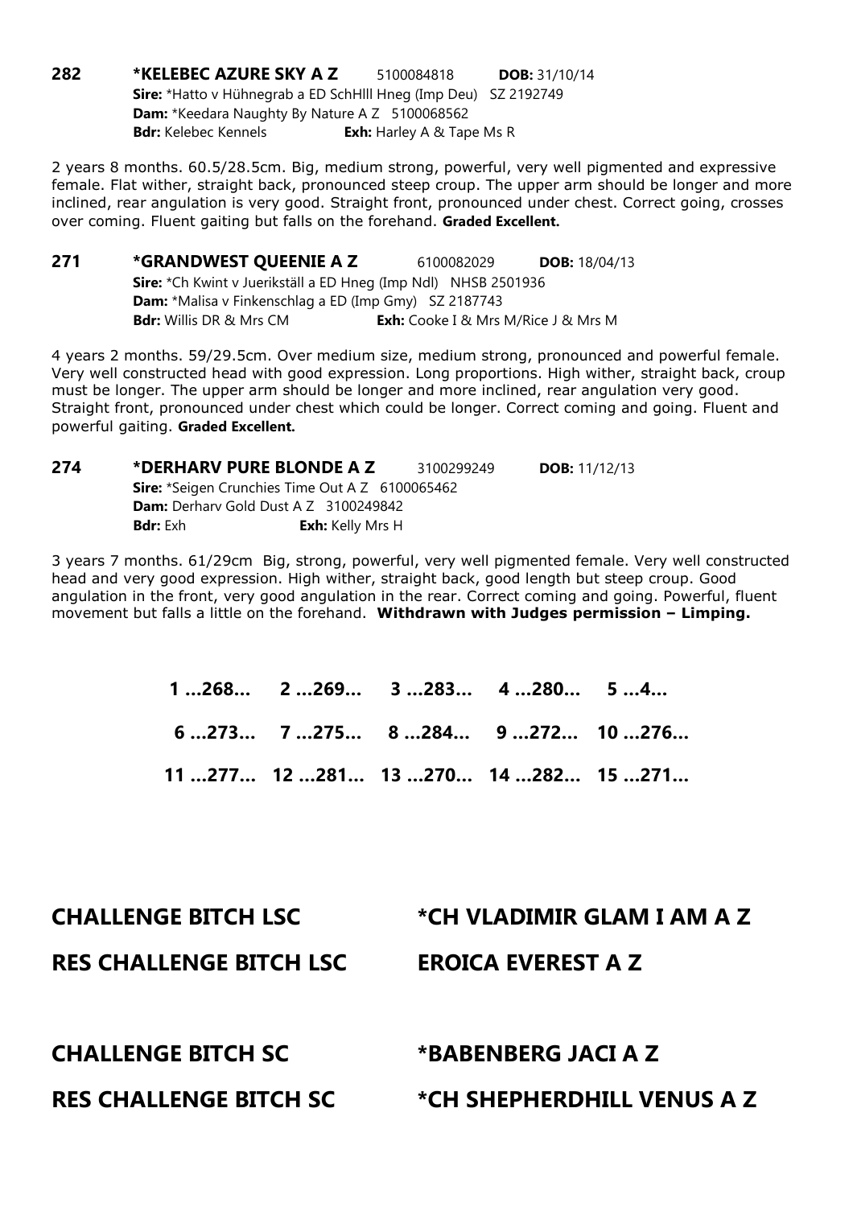**282 \*KELEBEC AZURE SKY A Z** 5100084818 **DOB:** 31/10/14
**Sire:** \*Hatto v Hühnegrab a ED SchHlll Hneg (Imp Deu) SZ 2192749
**Dam:** \*Keedara Naughty By Nature A Z 5100068562
**Bdr:** Kelebec Kennels **Exh:** Harley A & Tape Ms R

2 years 8 months. 60.5/28.5cm. Big, medium strong, powerful, very well pigmented and expressive female. Flat wither, straight back, pronounced steep croup. The upper arm should be longer and more inclined, rear angulation is very good. Straight front, pronounced under chest. Correct going, crosses over coming. Fluent gaiting but falls on the forehand. **Graded Excellent.**

**271 \*GRANDWEST QUEENIE A Z** 6100082029 **DOB:** 18/04/13
**Sire:** \*Ch Kwint v Juerikställ a ED Hneg (Imp Ndl) NHSB 2501936
**Dam:** \*Malisa v Finkenschlag a ED (Imp Gmy) SZ 2187743
**Bdr:** Willis DR & Mrs CM **Exh:** Cooke I & Mrs M/Rice J & Mrs M

4 years 2 months. 59/29.5cm. Over medium size, medium strong, pronounced and powerful female. Very well constructed head with good expression. Long proportions. High wither, straight back, croup must be longer. The upper arm should be longer and more inclined, rear angulation very good. Straight front, pronounced under chest which could be longer. Correct coming and going. Fluent and powerful gaiting. **Graded Excellent.**

**274 \*DERHARV PURE BLONDE A Z** 3100299249 **DOB:** 11/12/13
**Sire:** \*Seigen Crunchies Time Out A Z 6100065462
**Dam:** Derharv Gold Dust A Z 3100249842
**Bdr:** Exh **Exh:** Kelly Mrs H

3 years 7 months. 61/29cm Big, strong, powerful, very well pigmented female. Very well constructed head and very good expression. High wither, straight back, good length but steep croup. Good angulation in the front, very good angulation in the rear. Correct coming and going. Powerful, fluent movement but falls a little on the forehand. **Withdrawn with Judges permission – Limping.**

**1 ...268... 2 ...269... 3 ...283... 4 ...280... 5 ...4...**

**6 ...273... 7 ...275... 8 ...284... 9 ...272... 10 ...276...**

**11 ...277... 12 ...281... 13 ...270... 14 ...282... 15 ...271...**

## CHALLENGE BITCH LSC — \*CH VLADIMIR GLAM I AM A Z

## RES CHALLENGE BITCH LSC — EROICA EVEREST A Z

## CHALLENGE BITCH SC — \*BABENBERG JACI A Z

## RES CHALLENGE BITCH SC — \*CH SHEPHERDHILL VENUS A Z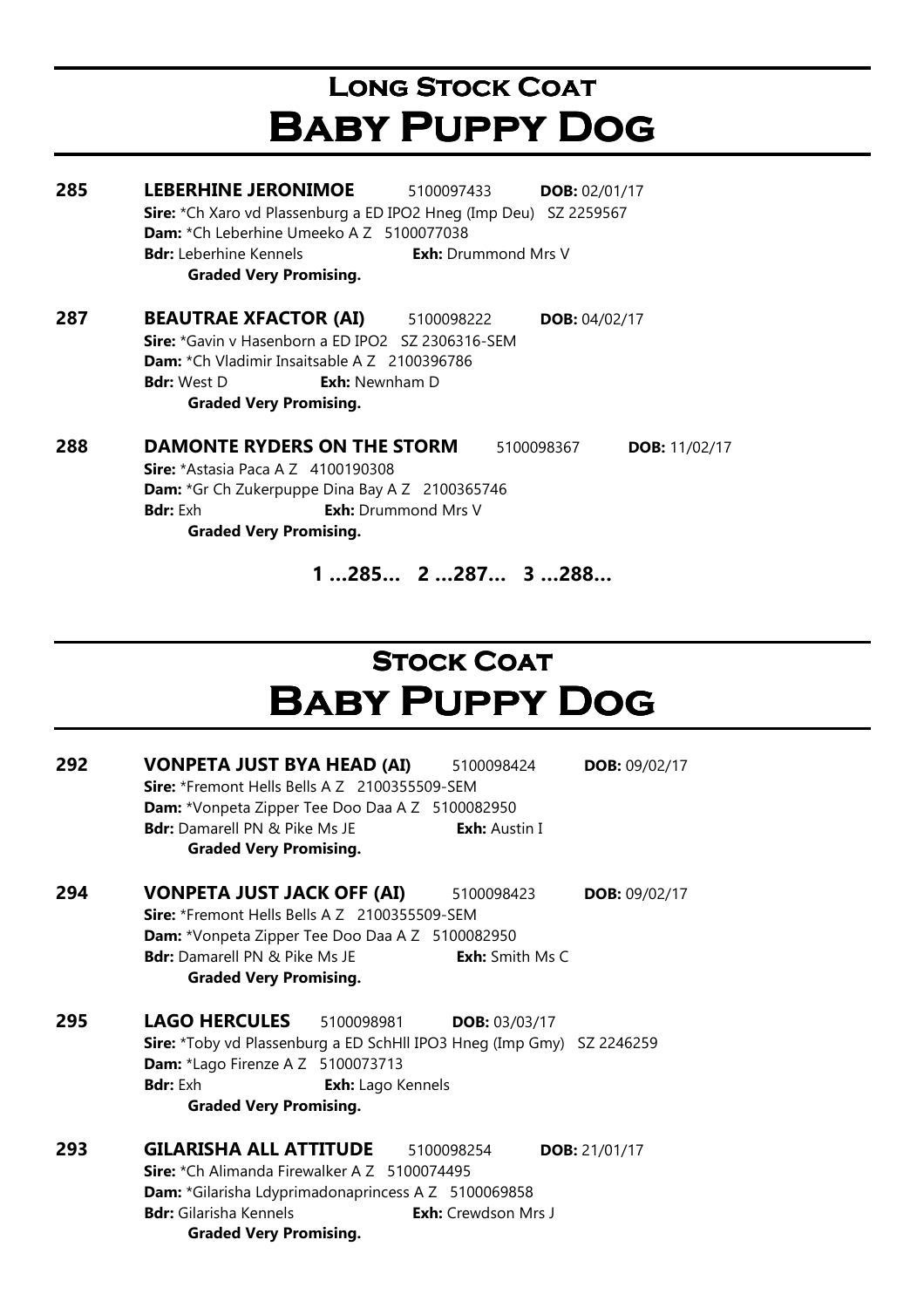# Long Stock Coat
# Baby Puppy Dog

**285** **LEBERHINE JERONIMOE** 5100097433 **DOB:** 02/01/17
**Sire:** *Ch Xaro vd Plassenburg a ED IPO2 Hneg (Imp Deu) SZ 2259567
**Dam:** *Ch Leberhine Umeeko A Z 5100077038
**Bdr:** Leberhine Kennels **Exh:** Drummond Mrs V
**Graded Very Promising.**

**287** **BEAUTRAE XFACTOR (AI)** 5100098222 **DOB:** 04/02/17
**Sire:** *Gavin v Hasenborn a ED IPO2 SZ 2306316-SEM
**Dam:** *Ch Vladimir Insaitsable A Z 2100396786
**Bdr:** West D **Exh:** Newnham D
**Graded Very Promising.**

**288** **DAMONTE RYDERS ON THE STORM** 5100098367 **DOB:** 11/02/17
**Sire:** *Astasia Paca A Z 4100190308
**Dam:** *Gr Ch Zukerpuppe Dina Bay A Z 2100365746
**Bdr:** Exh **Exh:** Drummond Mrs V
**Graded Very Promising.**

**1 ...285... 2 ...287... 3 ...288...**

# Stock Coat
# Baby Puppy Dog

**292** **VONPETA JUST BYA HEAD (AI)** 5100098424 **DOB:** 09/02/17
**Sire:** *Fremont Hells Bells A Z 2100355509-SEM
**Dam:** *Vonpeta Zipper Tee Doo Daa A Z 5100082950
**Bdr:** Damarell PN & Pike Ms JE **Exh:** Austin I
**Graded Very Promising.**

**294** **VONPETA JUST JACK OFF (AI)** 5100098423 **DOB:** 09/02/17
**Sire:** *Fremont Hells Bells A Z 2100355509-SEM
**Dam:** *Vonpeta Zipper Tee Doo Daa A Z 5100082950
**Bdr:** Damarell PN & Pike Ms JE **Exh:** Smith Ms C
**Graded Very Promising.**

**295** **LAGO HERCULES** 5100098981 **DOB:** 03/03/17
**Sire:** *Toby vd Plassenburg a ED SchHll IPO3 Hneg (Imp Gmy) SZ 2246259
**Dam:** *Lago Firenze A Z 5100073713
**Bdr:** Exh **Exh:** Lago Kennels
**Graded Very Promising.**

**293** **GILARISHA ALL ATTITUDE** 5100098254 **DOB:** 21/01/17
**Sire:** *Ch Alimanda Firewalker A Z 5100074495
**Dam:** *Gilarisha Ldyprimadonaprincess A Z 5100069858
**Bdr:** Gilarisha Kennels **Exh:** Crewdson Mrs J
**Graded Very Promising.**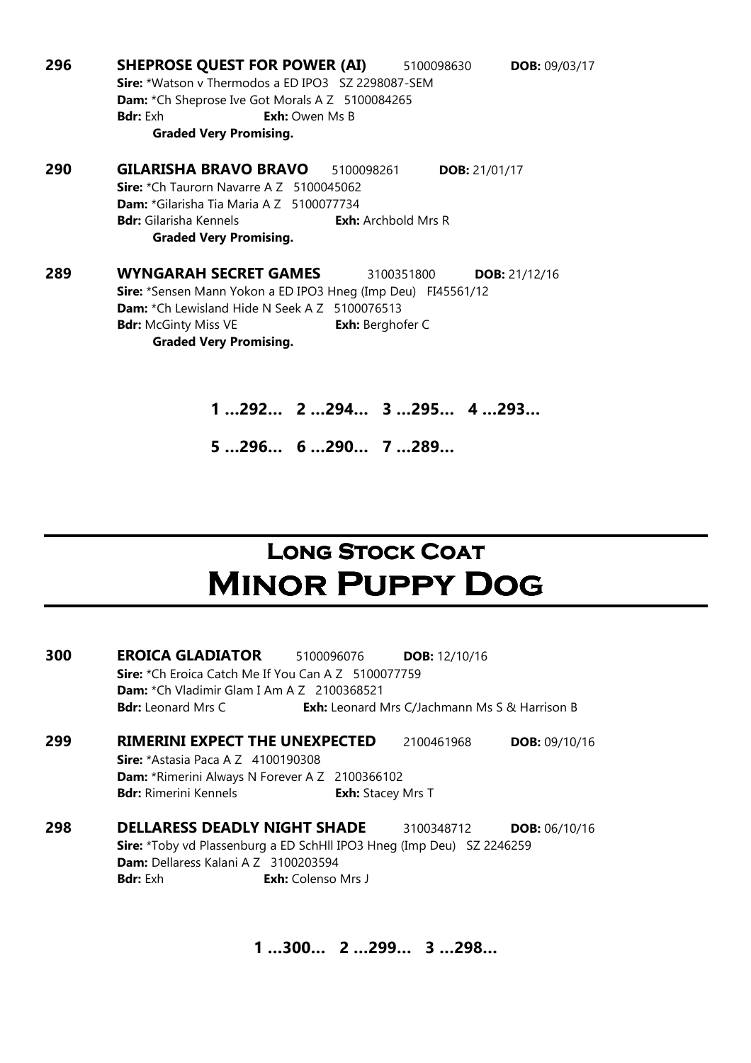**296** **SHEPROSE QUEST FOR POWER (AI)** 5100098630 **DOB:** 09/03/17
**Sire:** *Watson v Thermodos a ED IPO3 SZ 2298087-SEM
**Dam:** *Ch Sheprose Ive Got Morals A Z 5100084265
**Bdr:** Exh **Exh:** Owen Ms B
**Graded Very Promising.**

**290** **GILARISHA BRAVO BRAVO** 5100098261 **DOB:** 21/01/17
**Sire:** *Ch Taurorn Navarre A Z 5100045062
**Dam:** *Gilarisha Tia Maria A Z 5100077734
**Bdr:** Gilarisha Kennels **Exh:** Archbold Mrs R
**Graded Very Promising.**

**289** **WYNGARAH SECRET GAMES** 3100351800 **DOB:** 21/12/16
**Sire:** *Sensen Mann Yokon a ED IPO3 Hneg (Imp Deu) FI45561/12
**Dam:** *Ch Lewisland Hide N Seek A Z 5100076513
**Bdr:** McGinty Miss VE **Exh:** Berghofer C
**Graded Very Promising.**

**1 ...292... 2 ...294... 3 ...295... 4 ...293...**

**5 ...296... 6 ...290... 7 ...289...**

# Long Stock Coat
# Minor Puppy Dog

**300** **EROICA GLADIATOR** 5100096076 **DOB:** 12/10/16
**Sire:** *Ch Eroica Catch Me If You Can A Z 5100077759
**Dam:** *Ch Vladimir Glam I Am A Z 2100368521
**Bdr:** Leonard Mrs C **Exh:** Leonard Mrs C/Jachmann Ms S & Harrison B

**299** **RIMERINI EXPECT THE UNEXPECTED** 2100461968 **DOB:** 09/10/16
**Sire:** *Astasia Paca A Z 4100190308
**Dam:** *Rimerini Always N Forever A Z 2100366102
**Bdr:** Rimerini Kennels **Exh:** Stacey Mrs T

**298** **DELLARESS DEADLY NIGHT SHADE** 3100348712 **DOB:** 06/10/16
**Sire:** *Toby vd Plassenburg a ED SchHll IPO3 Hneg (Imp Deu) SZ 2246259
**Dam:** Dellaress Kalani A Z 3100203594
**Bdr:** Exh **Exh:** Colenso Mrs J

**1 ...300... 2 ...299... 3 ...298...**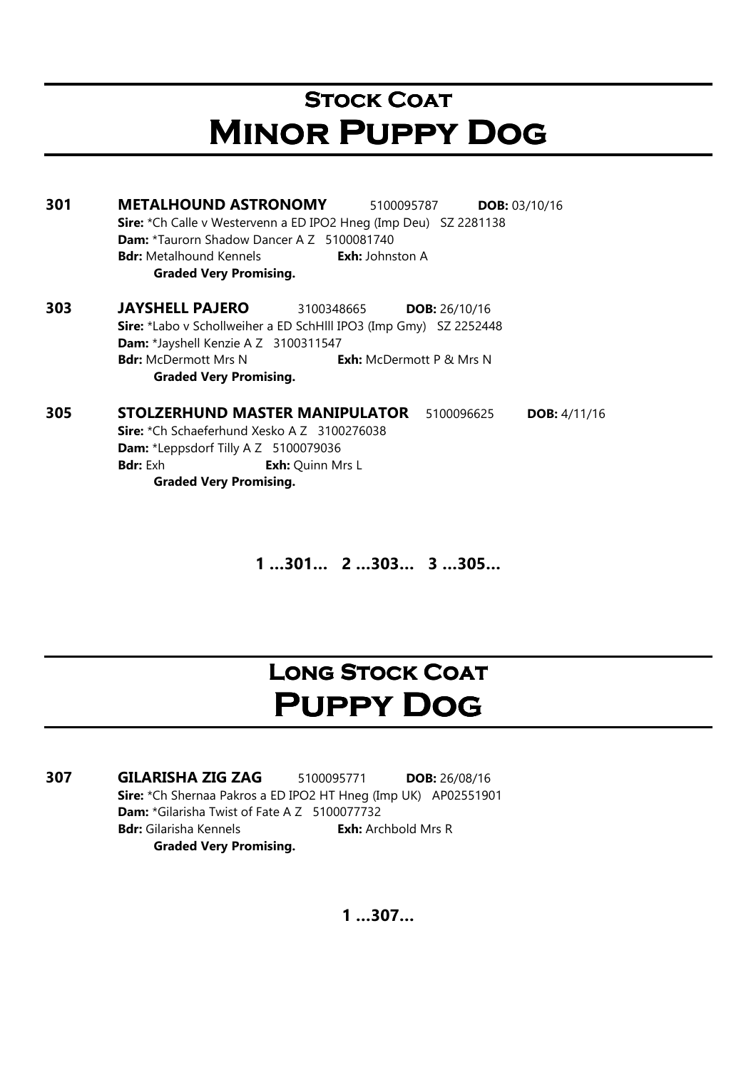## Stock Coat
# Minor Puppy Dog

**301** **METALHOUND ASTRONOMY** 5100095787 **DOB:** 03/10/16
**Sire:** *Ch Calle v Westervenn a ED IPO2 Hneg (Imp Deu) SZ 2281138
**Dam:** *Taurorn Shadow Dancer A Z 5100081740
**Bdr:** Metalhound Kennels **Exh:** Johnston A
**Graded Very Promising.**

**303** **JAYSHELL PAJERO** 3100348665 **DOB:** 26/10/16
**Sire:** *Labo v Schollweiher a ED SchHIII IPO3 (Imp Gmy) SZ 2252448
**Dam:** *Jayshell Kenzie A Z 3100311547
**Bdr:** McDermott Mrs N **Exh:** McDermott P & Mrs N
**Graded Very Promising.**

**305** **STOLZERHUND MASTER MANIPULATOR** 5100096625 **DOB:** 4/11/16
**Sire:** *Ch Schaeferhund Xesko A Z 3100276038
**Dam:** *Leppsdorf Tilly A Z 5100079036
**Bdr:** Exh **Exh:** Quinn Mrs L
**Graded Very Promising.**

**1 ...301... 2 ...303... 3 ...305...**

## Long Stock Coat
# Puppy Dog

**307** **GILARISHA ZIG ZAG** 5100095771 **DOB:** 26/08/16
**Sire:** *Ch Shernaa Pakros a ED IPO2 HT Hneg (Imp UK) AP02551901
**Dam:** *Gilarisha Twist of Fate A Z 5100077732
**Bdr:** Gilarisha Kennels **Exh:** Archbold Mrs R
**Graded Very Promising.**

**1 ...307...**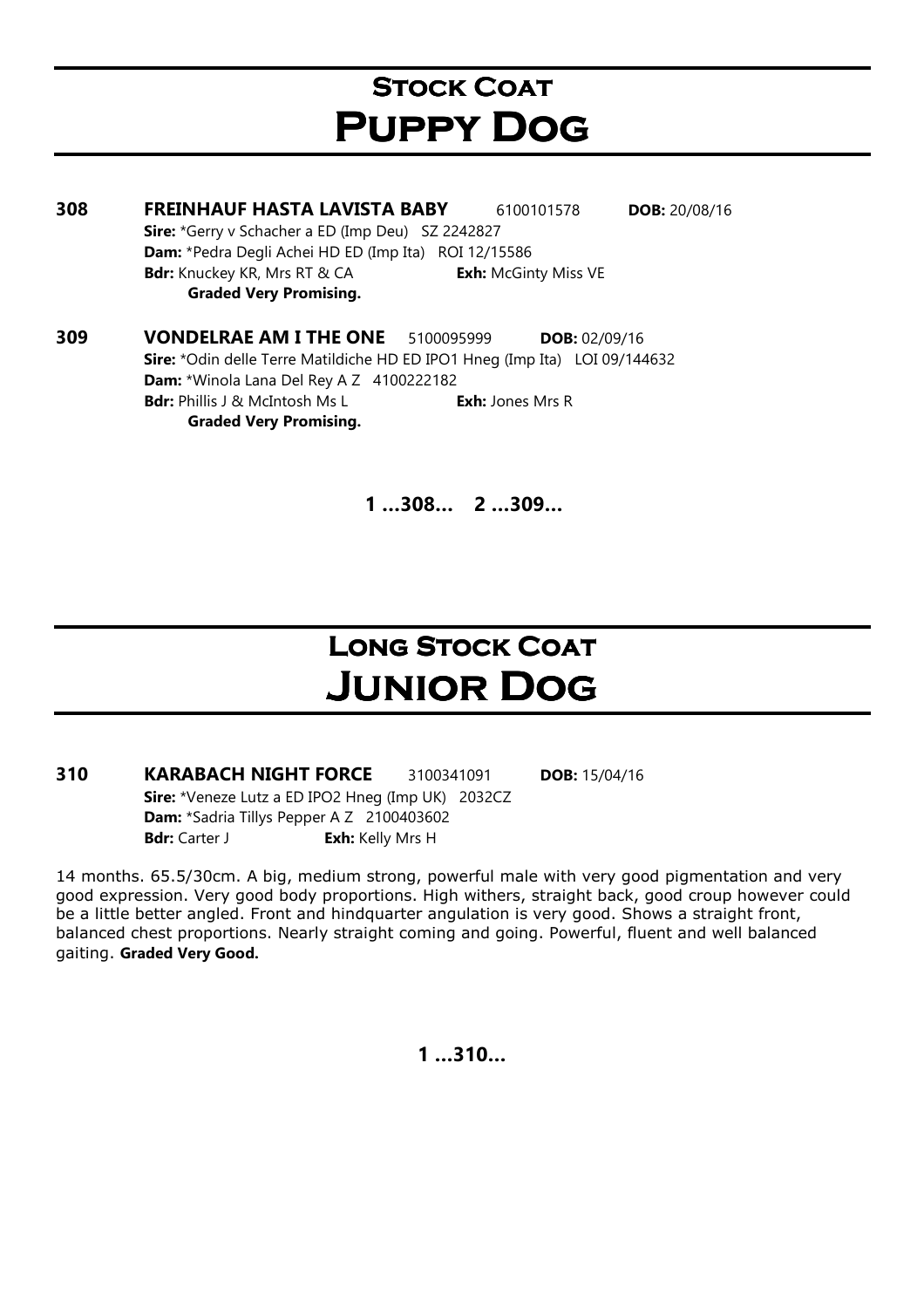# Stock Coat
## Puppy Dog

**308 FREINHAUF HASTA LAVISTA BABY** 6100101578 **DOB:** 20/08/16
**Sire:** *Gerry v Schacher a ED (Imp Deu) SZ 2242827
**Dam:** *Pedra Degli Achei HD ED (Imp Ita) ROI 12/15586
**Bdr:** Knuckey KR, Mrs RT & CA **Exh:** McGinty Miss VE
**Graded Very Promising.**

**309 VONDELRAE AM I THE ONE** 5100095999 **DOB:** 02/09/16
**Sire:** *Odin delle Terre Matildiche HD ED IPO1 Hneg (Imp Ita) LOI 09/144632
**Dam:** *Winola Lana Del Rey A Z 4100222182
**Bdr:** Phillis J & McIntosh Ms L **Exh:** Jones Mrs R
**Graded Very Promising.**

**1 ...308... 2 ...309...**

# Long Stock Coat
## Junior Dog

**310 KARABACH NIGHT FORCE** 3100341091 **DOB:** 15/04/16
**Sire:** *Veneze Lutz a ED IPO2 Hneg (Imp UK) 2032CZ
**Dam:** *Sadria Tillys Pepper A Z 2100403602
**Bdr:** Carter J **Exh:** Kelly Mrs H

14 months. 65.5/30cm. A big, medium strong, powerful male with very good pigmentation and very good expression. Very good body proportions. High withers, straight back, good croup however could be a little better angled. Front and hindquarter angulation is very good. Shows a straight front, balanced chest proportions. Nearly straight coming and going. Powerful, fluent and well balanced gaiting. **Graded Very Good.**

**1 ...310...**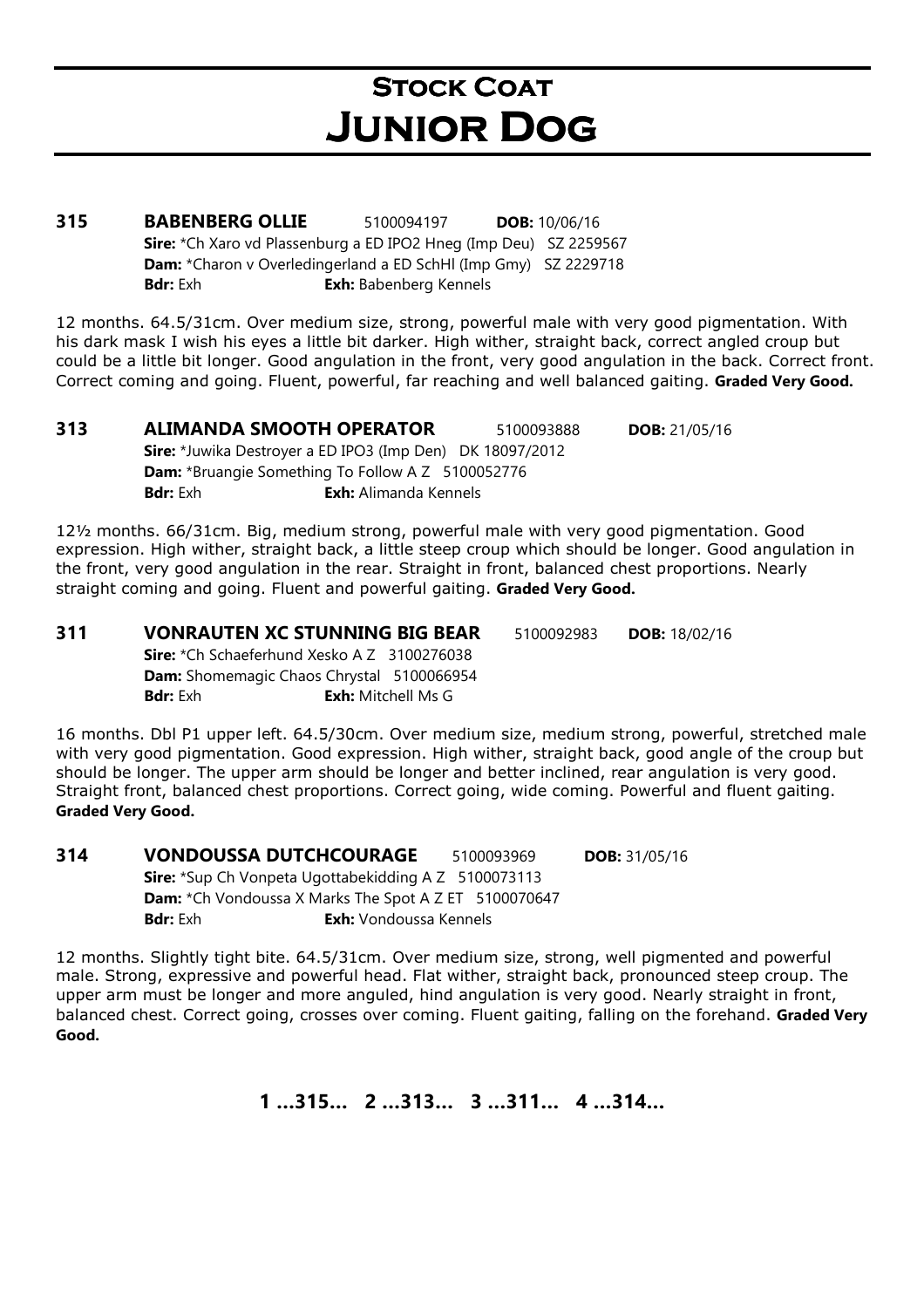# Stock Coat
# Junior Dog

**315 BABENBERG OLLIE** 5100094197 **DOB:** 10/06/16
**Sire:** *Ch Xaro vd Plassenburg a ED IPO2 Hneg (Imp Deu) SZ 2259567
**Dam:** *Charon v Overledingerland a ED SchHl (Imp Gmy) SZ 2229718
**Bdr:** Exh **Exh:** Babenberg Kennels

12 months. 64.5/31cm. Over medium size, strong, powerful male with very good pigmentation. With his dark mask I wish his eyes a little bit darker. High wither, straight back, correct angled croup but could be a little bit longer. Good angulation in the front, very good angulation in the back. Correct front. Correct coming and going. Fluent, powerful, far reaching and well balanced gaiting. **Graded Very Good.**

**313 ALIMANDA SMOOTH OPERATOR** 5100093888 **DOB:** 21/05/16
**Sire:** *Juwika Destroyer a ED IPO3 (Imp Den) DK 18097/2012
**Dam:** *Bruangie Something To Follow A Z 5100052776
**Bdr:** Exh **Exh:** Alimanda Kennels

12½ months. 66/31cm. Big, medium strong, powerful male with very good pigmentation. Good expression. High wither, straight back, a little steep croup which should be longer. Good angulation in the front, very good angulation in the rear. Straight in front, balanced chest proportions. Nearly straight coming and going. Fluent and powerful gaiting. **Graded Very Good.**

**311 VONRAUTEN XC STUNNING BIG BEAR** 5100092983 **DOB:** 18/02/16
**Sire:** *Ch Schaeferhund Xesko A Z 3100276038
**Dam:** Shomemagic Chaos Chrystal 5100066954
**Bdr:** Exh **Exh:** Mitchell Ms G

16 months. Dbl P1 upper left. 64.5/30cm. Over medium size, medium strong, powerful, stretched male with very good pigmentation. Good expression. High wither, straight back, good angle of the croup but should be longer. The upper arm should be longer and better inclined, rear angulation is very good. Straight front, balanced chest proportions. Correct going, wide coming. Powerful and fluent gaiting. **Graded Very Good.**

**314 VONDOUSSA DUTCHCOURAGE** 5100093969 **DOB:** 31/05/16
**Sire:** *Sup Ch Vonpeta Ugottabekidding A Z 5100073113
**Dam:** *Ch Vondoussa X Marks The Spot A Z ET 5100070647
**Bdr:** Exh **Exh:** Vondoussa Kennels

12 months. Slightly tight bite. 64.5/31cm. Over medium size, strong, well pigmented and powerful male. Strong, expressive and powerful head. Flat wither, straight back, pronounced steep croup. The upper arm must be longer and more anguled, hind angulation is very good. Nearly straight in front, balanced chest. Correct going, crosses over coming. Fluent gaiting, falling on the forehand. **Graded Very Good.**

**1 ...315... 2 ...313... 3 ...311... 4 ...314...**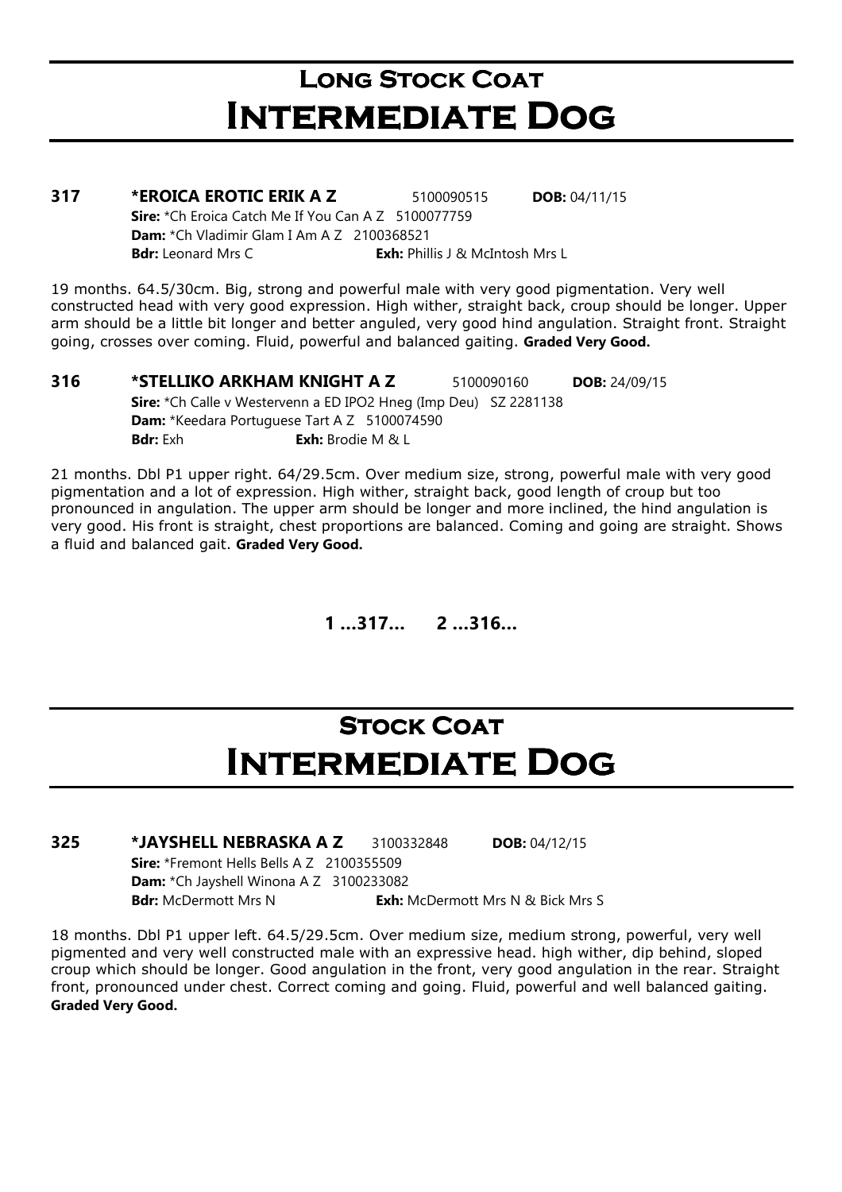# Long Stock Coat
# Intermediate Dog

**317 \*EROICA EROTIC ERIK A Z** 5100090515 **DOB:** 04/11/15
**Sire:** \*Ch Eroica Catch Me If You Can A Z 5100077759
**Dam:** \*Ch Vladimir Glam I Am A Z 2100368521
**Bdr:** Leonard Mrs C **Exh:** Phillis J & McIntosh Mrs L

19 months. 64.5/30cm. Big, strong and powerful male with very good pigmentation. Very well constructed head with very good expression. High wither, straight back, croup should be longer. Upper arm should be a little bit longer and better anguled, very good hind angulation. Straight front. Straight going, crosses over coming. Fluid, powerful and balanced gaiting. **Graded Very Good.**

**316 \*STELLIKO ARKHAM KNIGHT A Z** 5100090160 **DOB:** 24/09/15
**Sire:** \*Ch Calle v Westervenn a ED IPO2 Hneg (Imp Deu) SZ 2281138
**Dam:** \*Keedara Portuguese Tart A Z 5100074590
**Bdr:** Exh **Exh:** Brodie M & L

21 months. Dbl P1 upper right. 64/29.5cm. Over medium size, strong, powerful male with very good pigmentation and a lot of expression. High wither, straight back, good length of croup but too pronounced in angulation. The upper arm should be longer and more inclined, the hind angulation is very good. His front is straight, chest proportions are balanced. Coming and going are straight. Shows a fluid and balanced gait. **Graded Very Good.**

**1 ...317... 2 ...316...**

# Stock Coat
# Intermediate Dog

**325 \*JAYSHELL NEBRASKA A Z** 3100332848 **DOB:** 04/12/15
**Sire:** \*Fremont Hells Bells A Z 2100355509
**Dam:** \*Ch Jayshell Winona A Z 3100233082
**Bdr:** McDermott Mrs N **Exh:** McDermott Mrs N & Bick Mrs S

18 months. Dbl P1 upper left. 64.5/29.5cm. Over medium size, medium strong, powerful, very well pigmented and very well constructed male with an expressive head. high wither, dip behind, sloped croup which should be longer. Good angulation in the front, very good angulation in the rear. Straight front, pronounced under chest. Correct coming and going. Fluid, powerful and well balanced gaiting. **Graded Very Good.**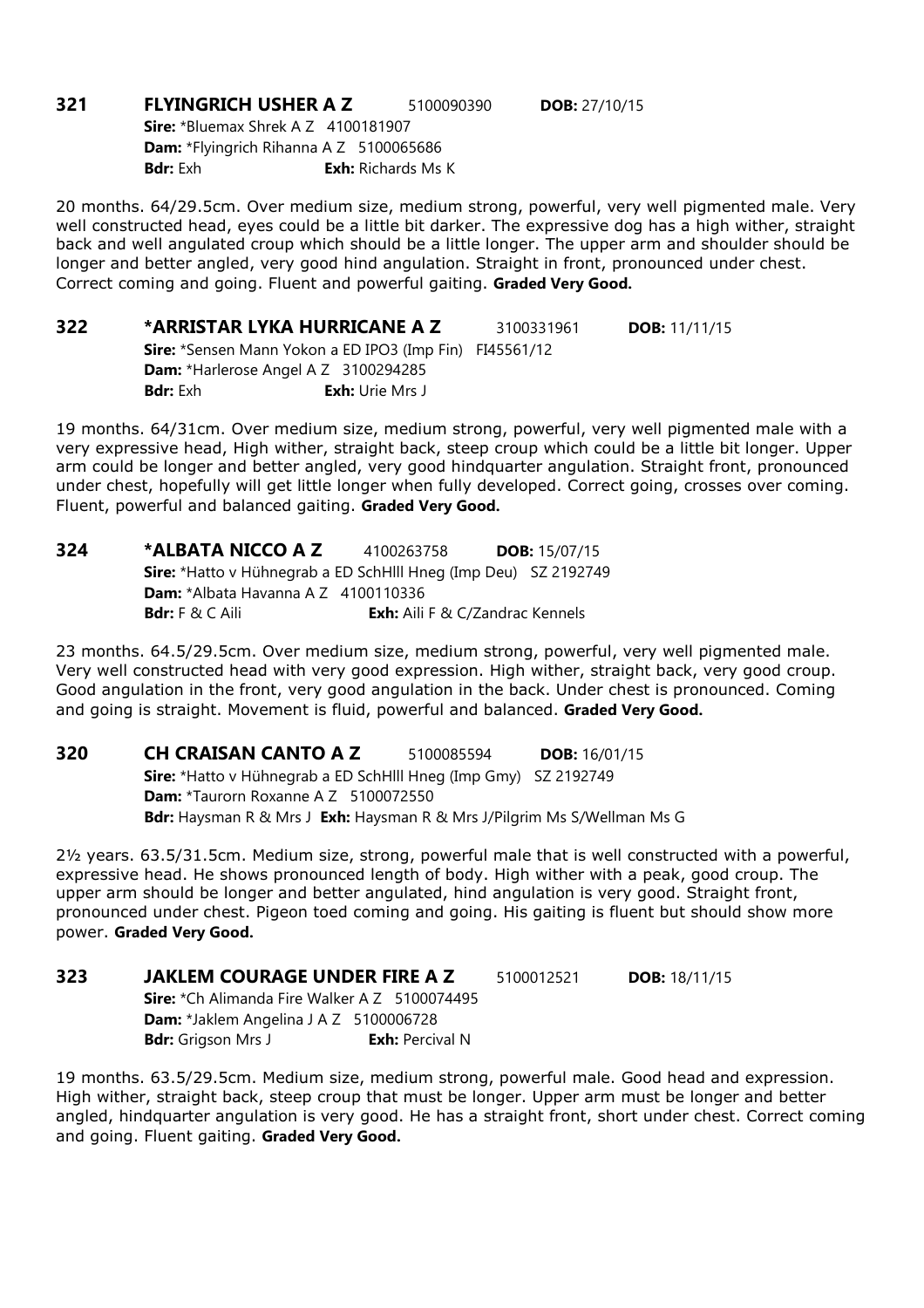**321 FLYINGRICH USHER A Z** 5100090390 **DOB:** 27/10/15
**Sire:** *Bluemax Shrek A Z 4100181907
**Dam:** *Flyingrich Rihanna A Z 5100065686
**Bdr:** Exh **Exh:** Richards Ms K

20 months. 64/29.5cm. Over medium size, medium strong, powerful, very well pigmented male. Very well constructed head, eyes could be a little bit darker. The expressive dog has a high wither, straight back and well angulated croup which should be a little longer. The upper arm and shoulder should be longer and better angled, very good hind angulation. Straight in front, pronounced under chest. Correct coming and going. Fluent and powerful gaiting. **Graded Very Good.**

**322 *ARRISTAR LYKA HURRICANE A Z** 3100331961 **DOB:** 11/11/15
**Sire:** *Sensen Mann Yokon a ED IPO3 (Imp Fin) FI45561/12
**Dam:** *Harlerose Angel A Z 3100294285
**Bdr:** Exh **Exh:** Urie Mrs J

19 months. 64/31cm. Over medium size, medium strong, powerful, very well pigmented male with a very expressive head, High wither, straight back, steep croup which could be a little bit longer. Upper arm could be longer and better angled, very good hindquarter angulation. Straight front, pronounced under chest, hopefully will get little longer when fully developed. Correct going, crosses over coming. Fluent, powerful and balanced gaiting. **Graded Very Good.**

**324 *ALBATA NICCO A Z** 4100263758 **DOB:** 15/07/15
**Sire:** *Hatto v Hühnegrab a ED SchHIII Hneg (Imp Deu) SZ 2192749
**Dam:** *Albata Havanna A Z 4100110336
**Bdr:** F & C Aili **Exh:** Aili F & C/Zandrac Kennels

23 months. 64.5/29.5cm. Over medium size, medium strong, powerful, very well pigmented male. Very well constructed head with very good expression. High wither, straight back, very good croup. Good angulation in the front, very good angulation in the back. Under chest is pronounced. Coming and going is straight. Movement is fluid, powerful and balanced. **Graded Very Good.**

**320 CH CRAISAN CANTO A Z** 5100085594 **DOB:** 16/01/15
**Sire:** *Hatto v Hühnegrab a ED SchHIII Hneg (Imp Gmy) SZ 2192749
**Dam:** *Taurorn Roxanne A Z 5100072550
**Bdr:** Haysman R & Mrs J **Exh:** Haysman R & Mrs J/Pilgrim Ms S/Wellman Ms G

2½ years. 63.5/31.5cm. Medium size, strong, powerful male that is well constructed with a powerful, expressive head. He shows pronounced length of body. High wither with a peak, good croup. The upper arm should be longer and better angulated, hind angulation is very good. Straight front, pronounced under chest. Pigeon toed coming and going. His gaiting is fluent but should show more power. **Graded Very Good.**

**323 JAKLEM COURAGE UNDER FIRE A Z** 5100012521 **DOB:** 18/11/15
**Sire:** *Ch Alimanda Fire Walker A Z 5100074495
**Dam:** *Jaklem Angelina J A Z 5100006728
**Bdr:** Grigson Mrs J **Exh:** Percival N

19 months. 63.5/29.5cm. Medium size, medium strong, powerful male. Good head and expression. High wither, straight back, steep croup that must be longer. Upper arm must be longer and better angled, hindquarter angulation is very good. He has a straight front, short under chest. Correct coming and going. Fluent gaiting. **Graded Very Good.**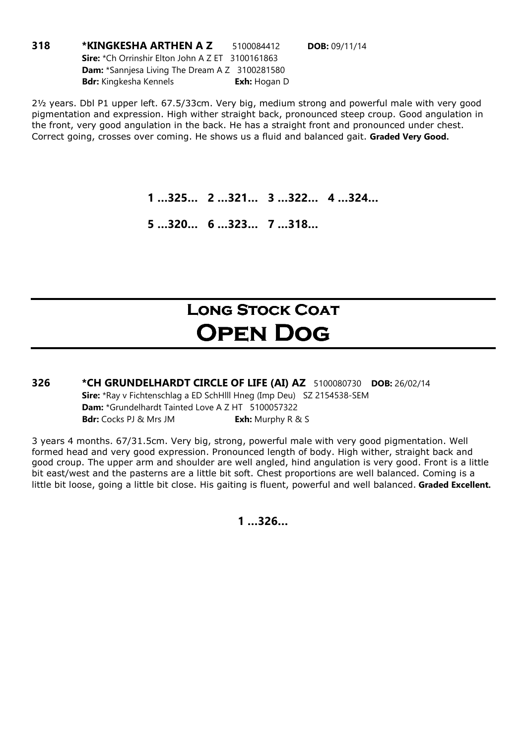**318** **\*KINGKESHA ARTHEN A Z** 5100084412 **DOB:** 09/11/14
**Sire:** \*Ch Orrinshir Elton John A Z ET 3100161863
**Dam:** \*Sannjesa Living The Dream A Z 3100281580
**Bdr:** Kingkesha Kennels **Exh:** Hogan D

2½ years. Dbl P1 upper left. 67.5/33cm. Very big, medium strong and powerful male with very good pigmentation and expression. High wither straight back, pronounced steep croup. Good angulation in the front, very good angulation in the back. He has a straight front and pronounced under chest. Correct going, crosses over coming. He shows us a fluid and balanced gait. **Graded Very Good.**

**1 ...325... 2 ...321... 3 ...322... 4 ...324...**

**5 ...320... 6 ...323... 7 ...318...**

# Long Stock Coat
# Open Dog

**326** **\*CH GRUNDELHARDT CIRCLE OF LIFE (AI) AZ** 5100080730 **DOB:** 26/02/14
**Sire:** \*Ray v Fichtenschlag a ED SchHlll Hneg (Imp Deu) SZ 2154538-SEM
**Dam:** \*Grundelhardt Tainted Love A Z HT 5100057322
**Bdr:** Cocks PJ & Mrs JM **Exh:** Murphy R & S

3 years 4 months. 67/31.5cm. Very big, strong, powerful male with very good pigmentation. Well formed head and very good expression. Pronounced length of body. High wither, straight back and good croup. The upper arm and shoulder are well angled, hind angulation is very good. Front is a little bit east/west and the pasterns are a little bit soft. Chest proportions are well balanced. Coming is a little bit loose, going a little bit close. His gaiting is fluent, powerful and well balanced. **Graded Excellent.**

**1 ...326...**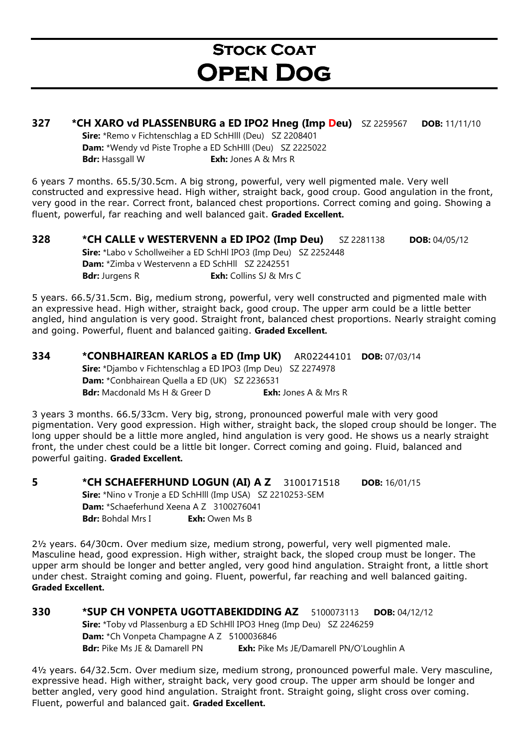# Stock Coat

# Open Dog

**327 \*CH XARO vd PLASSENBURG a ED IPO2 Hneg (Imp Deu)** SZ 2259567 **DOB:** 11/11/10

**Sire:** \*Remo v Fichtenschlag a ED SchHIII (Deu) SZ 2208401
**Dam:** \*Wendy vd Piste Trophe a ED SchHIII (Deu) SZ 2225022
**Bdr:** Hassgall W **Exh:** Jones A & Mrs R

6 years 7 months. 65.5/30.5cm. A big strong, powerful, very well pigmented male. Very well constructed and expressive head. High wither, straight back, good croup. Good angulation in the front, very good in the rear. Correct front, balanced chest proportions. Correct coming and going. Showing a fluent, powerful, far reaching and well balanced gait. **Graded Excellent.**

**328 \*CH CALLE v WESTERVENN a ED IPO2 (Imp Deu)** SZ 2281138 **DOB:** 04/05/12

**Sire:** \*Labo v Schollweiher a ED SchHI IPO3 (Imp Deu) SZ 2252448
**Dam:** \*Zimba v Westervenn a ED SchHII SZ 2242551
**Bdr:** Jurgens R **Exh:** Collins SJ & Mrs C

5 years. 66.5/31.5cm. Big, medium strong, powerful, very well constructed and pigmented male with an expressive head. High wither, straight back, good croup. The upper arm could be a little better angled, hind angulation is very good. Straight front, balanced chest proportions. Nearly straight coming and going. Powerful, fluent and balanced gaiting. **Graded Excellent.**

**334 \*CONBHAIREAN KARLOS a ED (Imp UK)** AR02244101 **DOB:** 07/03/14

**Sire:** \*Djambo v Fichtenschlag a ED IPO3 (Imp Deu) SZ 2274978
**Dam:** \*Conbhairean Quella a ED (UK) SZ 2236531
**Bdr:** Macdonald Ms H & Greer D **Exh:** Jones A & Mrs R

3 years 3 months. 66.5/33cm. Very big, strong, pronounced powerful male with very good pigmentation. Very good expression. High wither, straight back, the sloped croup should be longer. The long upper should be a little more angled, hind angulation is very good. He shows us a nearly straight front, the under chest could be a little bit longer. Correct coming and going. Fluid, balanced and powerful gaiting. **Graded Excellent.**

**5 \*CH SCHAEFERHUND LOGUN (AI) A Z** 3100171518 **DOB:** 16/01/15

**Sire:** \*Nino v Tronje a ED SchHIII (Imp USA) SZ 2210253-SEM
**Dam:** \*Schaeferhund Xeena A Z 3100276041
**Bdr:** Bohdal Mrs I **Exh:** Owen Ms B

2½ years. 64/30cm. Over medium size, medium strong, powerful, very well pigmented male. Masculine head, good expression. High wither, straight back, the sloped croup must be longer. The upper arm should be longer and better angled, very good hind angulation. Straight front, a little short under chest. Straight coming and going. Fluent, powerful, far reaching and well balanced gaiting. **Graded Excellent.**

**330 \*SUP CH VONPETA UGOTTABEKIDDING AZ** 5100073113 **DOB:** 04/12/12

**Sire:** \*Toby vd Plassenburg a ED SchHII IPO3 Hneg (Imp Deu) SZ 2246259
**Dam:** \*Ch Vonpeta Champagne A Z 5100036846
**Bdr:** Pike Ms JE & Damarell PN **Exh:** Pike Ms JE/Damarell PN/O'Loughlin A

4½ years. 64/32.5cm. Over medium size, medium strong, pronounced powerful male. Very masculine, expressive head. High wither, straight back, very good croup. The upper arm should be longer and better angled, very good hind angulation. Straight front. Straight going, slight cross over coming. Fluent, powerful and balanced gait. **Graded Excellent.**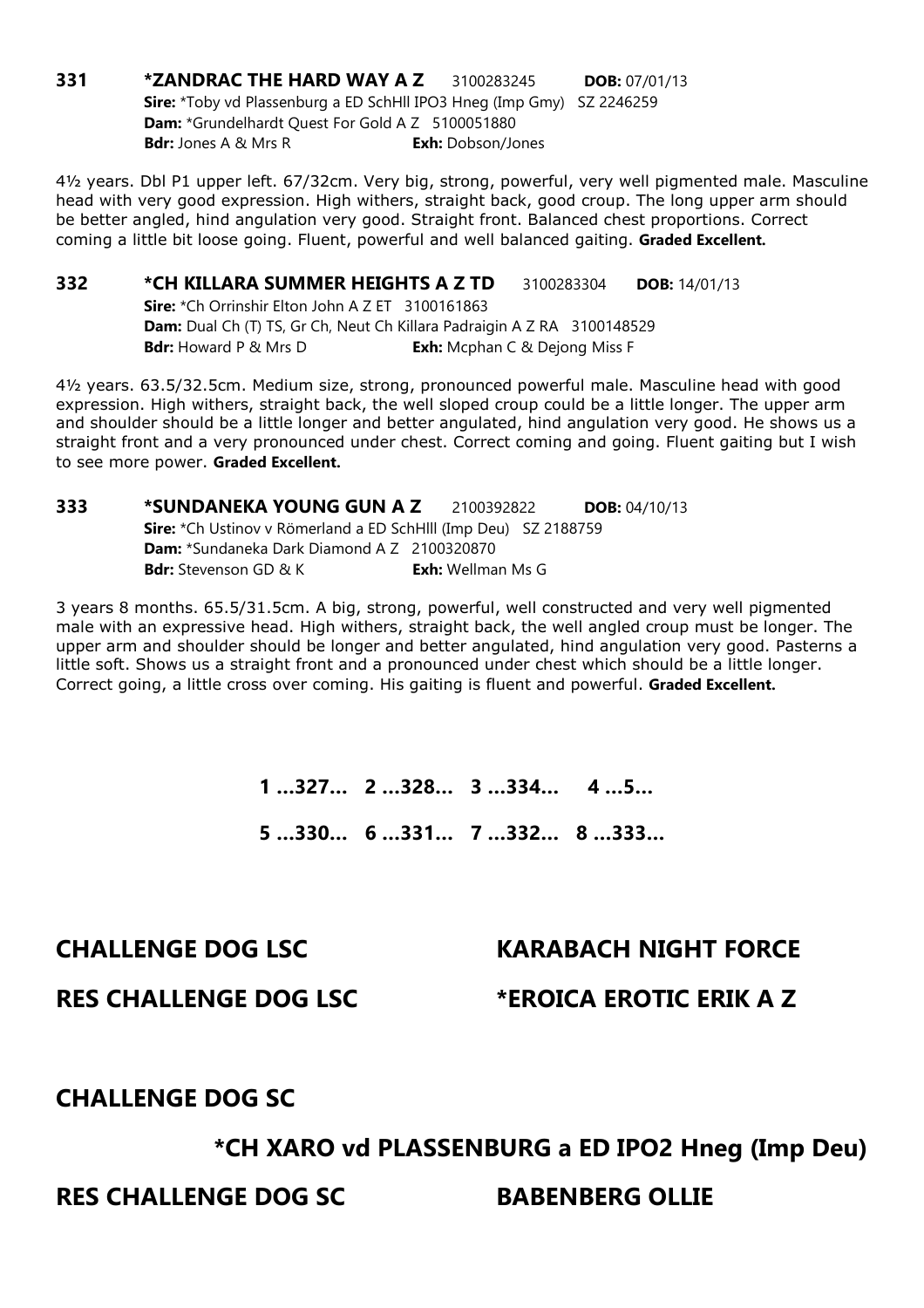**331** **\*ZANDRAC THE HARD WAY A Z** 3100283245 **DOB:** 07/01/13
**Sire:** \*Toby vd Plassenburg a ED SchHll IPO3 Hneg (Imp Gmy) SZ 2246259
**Dam:** \*Grundelhardt Quest For Gold A Z 5100051880
**Bdr:** Jones A & Mrs R **Exh:** Dobson/Jones

4½ years. Dbl P1 upper left. 67/32cm. Very big, strong, powerful, very well pigmented male. Masculine head with very good expression. High withers, straight back, good croup. The long upper arm should be better angled, hind angulation very good. Straight front. Balanced chest proportions. Correct coming a little bit loose going. Fluent, powerful and well balanced gaiting. **Graded Excellent.**

**332** **\*CH KILLARA SUMMER HEIGHTS A Z TD** 3100283304 **DOB:** 14/01/13
**Sire:** \*Ch Orrinshir Elton John A Z ET 3100161863
**Dam:** Dual Ch (T) TS, Gr Ch, Neut Ch Killara Padraigin A Z RA 3100148529
**Bdr:** Howard P & Mrs D **Exh:** Mcphan C & Dejong Miss F

4½ years. 63.5/32.5cm. Medium size, strong, pronounced powerful male. Masculine head with good expression. High withers, straight back, the well sloped croup could be a little longer. The upper arm and shoulder should be a little longer and better angulated, hind angulation very good. He shows us a straight front and a very pronounced under chest. Correct coming and going. Fluent gaiting but I wish to see more power. **Graded Excellent.**

**333** **\*SUNDANEKA YOUNG GUN A Z** 2100392822 **DOB:** 04/10/13
**Sire:** \*Ch Ustinov v Römerland a ED SchHlll (Imp Deu) SZ 2188759
**Dam:** \*Sundaneka Dark Diamond A Z 2100320870
**Bdr:** Stevenson GD & K **Exh:** Wellman Ms G

3 years 8 months. 65.5/31.5cm. A big, strong, powerful, well constructed and very well pigmented male with an expressive head. High withers, straight back, the well angled croup must be longer. The upper arm and shoulder should be longer and better angulated, hind angulation very good. Pasterns a little soft. Shows us a straight front and a pronounced under chest which should be a little longer. Correct going, a little cross over coming. His gaiting is fluent and powerful. **Graded Excellent.**

**1 ...327... 2 ...328... 3 ...334... 4 ...5...**

**5 ...330... 6 ...331... 7 ...332... 8 ...333...**

## CHALLENGE DOG LSC — KARABACH NIGHT FORCE

## RES CHALLENGE DOG LSC — \*EROICA EROTIC ERIK A Z

## CHALLENGE DOG SC

## \*CH XARO vd PLASSENBURG a ED IPO2 Hneg (Imp Deu)

## RES CHALLENGE DOG SC — BABENBERG OLLIE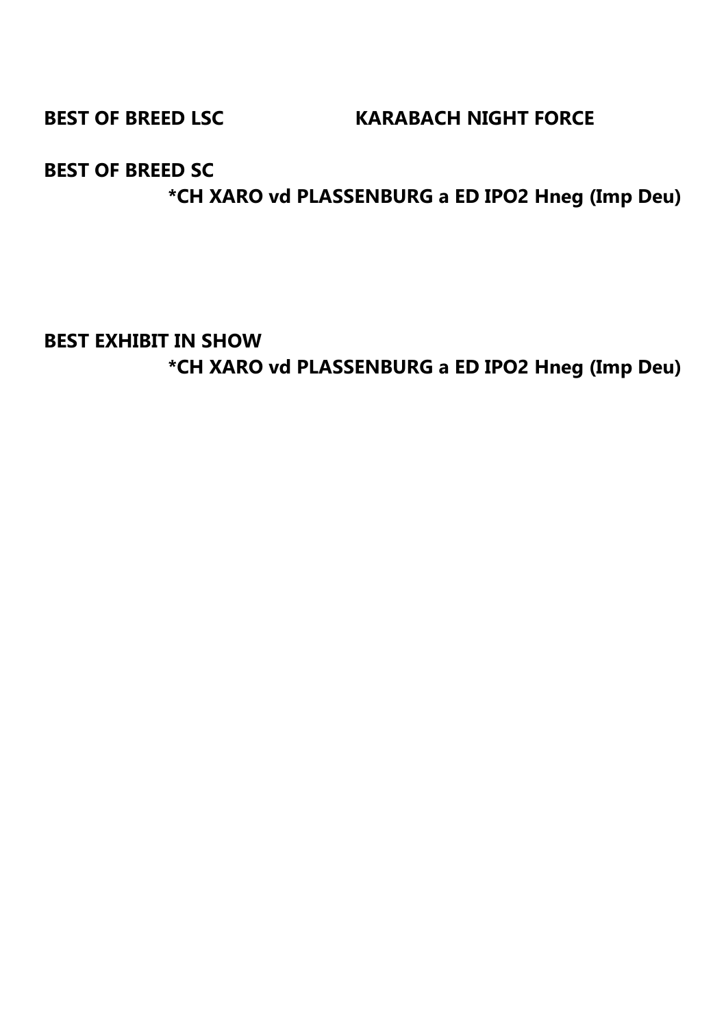**BEST OF BREED LSC** **KARABACH NIGHT FORCE**

**BEST OF BREED SC**
**\*CH XARO vd PLASSENBURG a ED IPO2 Hneg (Imp Deu)**

**BEST EXHIBIT IN SHOW**
**\*CH XARO vd PLASSENBURG a ED IPO2 Hneg (Imp Deu)**